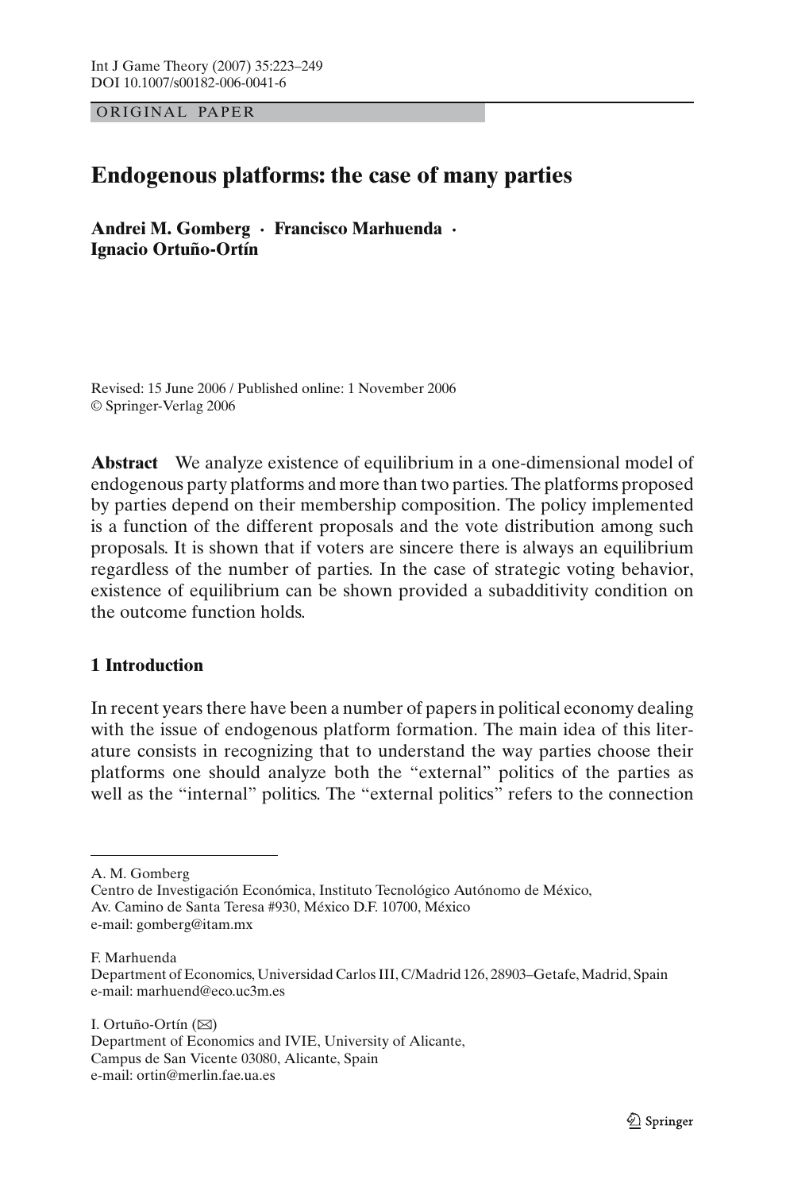ORIGINAL PAPER

# Endogenous platforms: the case of many parties

**Andrei M. Gomberg · Francisco Marhuenda · Ignacio Ortuño-Ortín**

Revised: 15 June 2006 / Published online: 1 November 2006
© Springer-Verlag 2006

**Abstract** We analyze existence of equilibrium in a one-dimensional model of endogenous party platforms and more than two parties. The platforms proposed by parties depend on their membership composition. The policy implemented is a function of the different proposals and the vote distribution among such proposals. It is shown that if voters are sincere there is always an equilibrium regardless of the number of parties. In the case of strategic voting behavior, existence of equilibrium can be shown provided a subadditivity condition on the outcome function holds.

## 1 Introduction

In recent years there have been a number of papers in political economy dealing with the issue of endogenous platform formation. The main idea of this literature consists in recognizing that to understand the way parties choose their platforms one should analyze both the "external" politics of the parties as well as the "internal" politics. The "external politics" refers to the connection

---

A. M. Gomberg
Centro de Investigación Económica, Instituto Tecnológico Autónomo de México,
Av. Camino de Santa Teresa #930, México D.F. 10700, México
e-mail: gomberg@itam.mx

F. Marhuenda
Department of Economics, Universidad Carlos III, C/Madrid 126, 28903–Getafe, Madrid, Spain
e-mail: marhuend@eco.uc3m.es

I. Ortuño-Ortín (✉)
Department of Economics and IVIE, University of Alicante,
Campus de San Vicente 03080, Alicante, Spain
e-mail: ortin@merlin.fae.ua.es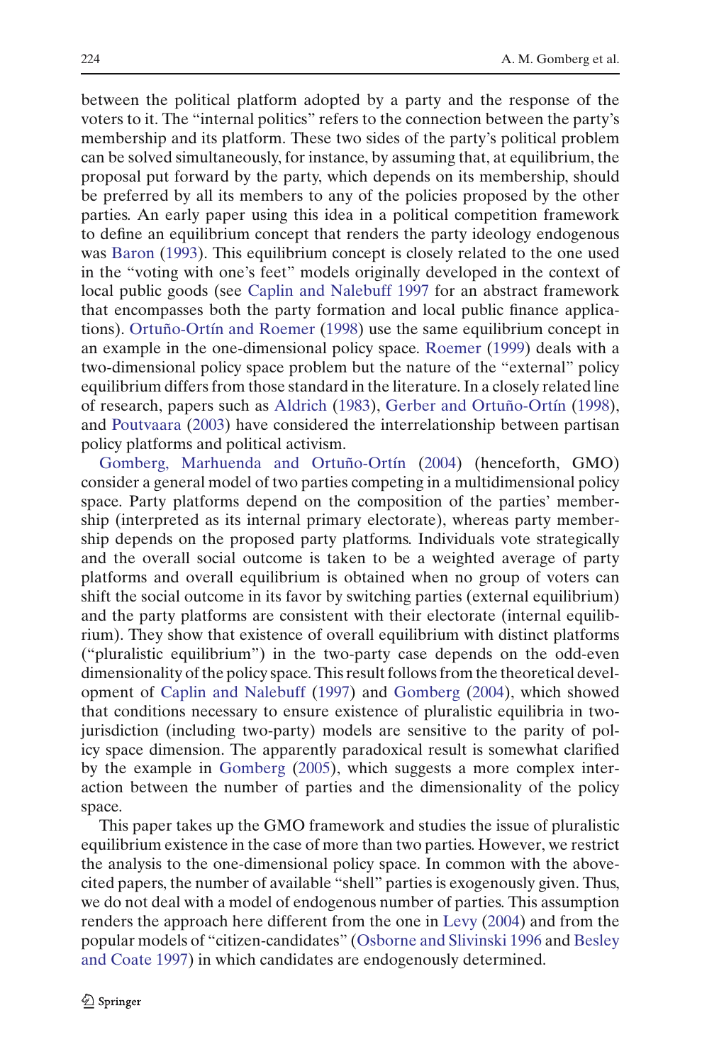between the political platform adopted by a party and the response of the voters to it. The "internal politics" refers to the connection between the party's membership and its platform. These two sides of the party's political problem can be solved simultaneously, for instance, by assuming that, at equilibrium, the proposal put forward by the party, which depends on its membership, should be preferred by all its members to any of the policies proposed by the other parties. An early paper using this idea in a political competition framework to define an equilibrium concept that renders the party ideology endogenous was Baron (1993). This equilibrium concept is closely related to the one used in the "voting with one's feet" models originally developed in the context of local public goods (see Caplin and Nalebuff 1997 for an abstract framework that encompasses both the party formation and local public finance applications). Ortuño-Ortín and Roemer (1998) use the same equilibrium concept in an example in the one-dimensional policy space. Roemer (1999) deals with a two-dimensional policy space problem but the nature of the "external" policy equilibrium differs from those standard in the literature. In a closely related line of research, papers such as Aldrich (1983), Gerber and Ortuño-Ortín (1998), and Poutvaara (2003) have considered the interrelationship between partisan policy platforms and political activism.

Gomberg, Marhuenda and Ortuño-Ortín (2004) (henceforth, GMO) consider a general model of two parties competing in a multidimensional policy space. Party platforms depend on the composition of the parties' membership (interpreted as its internal primary electorate), whereas party membership depends on the proposed party platforms. Individuals vote strategically and the overall social outcome is taken to be a weighted average of party platforms and overall equilibrium is obtained when no group of voters can shift the social outcome in its favor by switching parties (external equilibrium) and the party platforms are consistent with their electorate (internal equilibrium). They show that existence of overall equilibrium with distinct platforms ("pluralistic equilibrium") in the two-party case depends on the odd-even dimensionality of the policy space. This result follows from the theoretical development of Caplin and Nalebuff (1997) and Gomberg (2004), which showed that conditions necessary to ensure existence of pluralistic equilibria in two-jurisdiction (including two-party) models are sensitive to the parity of policy space dimension. The apparently paradoxical result is somewhat clarified by the example in Gomberg (2005), which suggests a more complex interaction between the number of parties and the dimensionality of the policy space.

This paper takes up the GMO framework and studies the issue of pluralistic equilibrium existence in the case of more than two parties. However, we restrict the analysis to the one-dimensional policy space. In common with the above-cited papers, the number of available "shell" parties is exogenously given. Thus, we do not deal with a model of endogenous number of parties. This assumption renders the approach here different from the one in Levy (2004) and from the popular models of "citizen-candidates" (Osborne and Slivinski 1996 and Besley and Coate 1997) in which candidates are endogenously determined.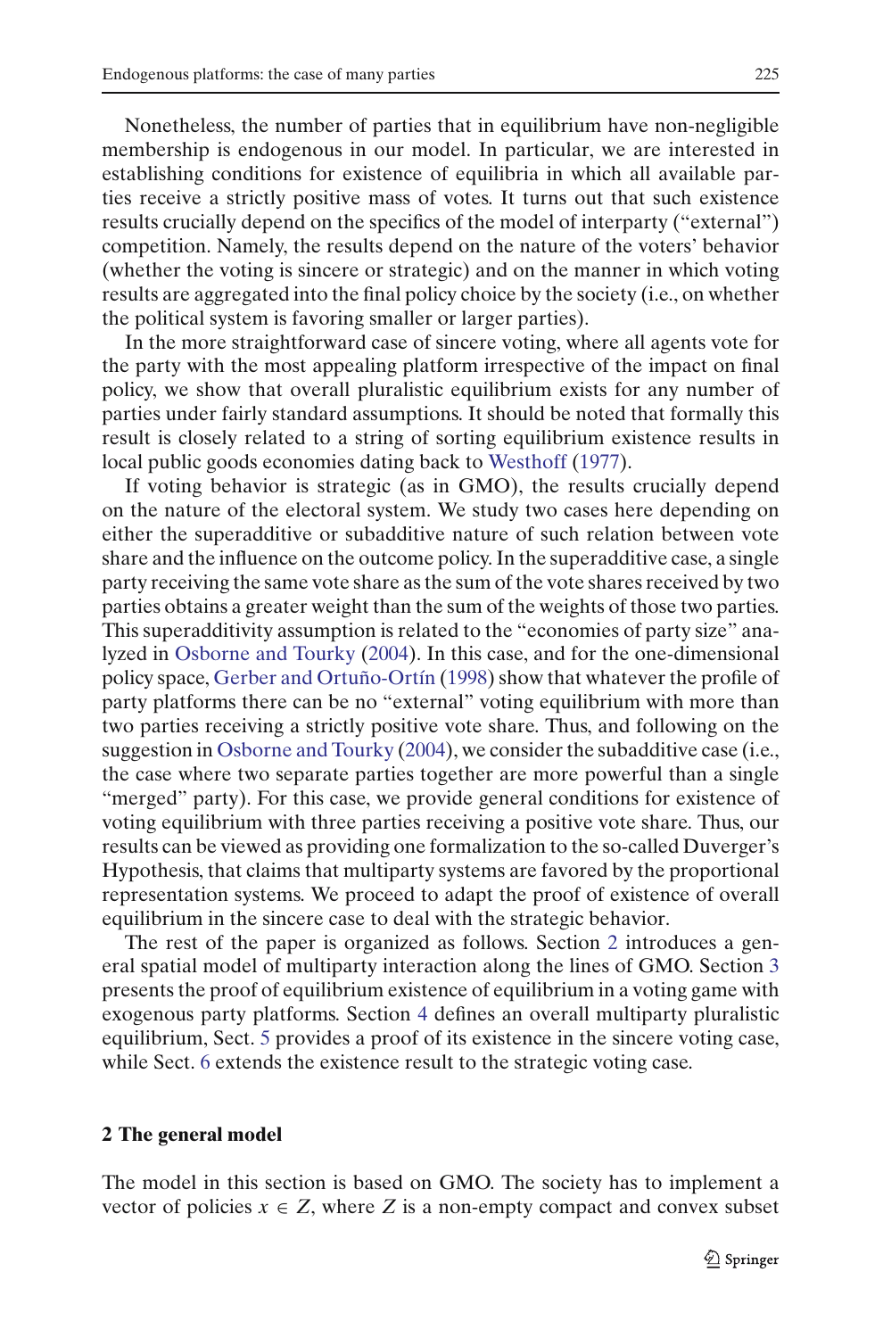Nonetheless, the number of parties that in equilibrium have non-negligible membership is endogenous in our model. In particular, we are interested in establishing conditions for existence of equilibria in which all available parties receive a strictly positive mass of votes. It turns out that such existence results crucially depend on the specifics of the model of interparty ("external") competition. Namely, the results depend on the nature of the voters' behavior (whether the voting is sincere or strategic) and on the manner in which voting results are aggregated into the final policy choice by the society (i.e., on whether the political system is favoring smaller or larger parties).

In the more straightforward case of sincere voting, where all agents vote for the party with the most appealing platform irrespective of the impact on final policy, we show that overall pluralistic equilibrium exists for any number of parties under fairly standard assumptions. It should be noted that formally this result is closely related to a string of sorting equilibrium existence results in local public goods economies dating back to Westhoff (1977).

If voting behavior is strategic (as in GMO), the results crucially depend on the nature of the electoral system. We study two cases here depending on either the superadditive or subadditive nature of such relation between vote share and the influence on the outcome policy. In the superadditive case, a single party receiving the same vote share as the sum of the vote shares received by two parties obtains a greater weight than the sum of the weights of those two parties. This superadditivity assumption is related to the "economies of party size" analyzed in Osborne and Tourky (2004). In this case, and for the one-dimensional policy space, Gerber and Ortuño-Ortín (1998) show that whatever the profile of party platforms there can be no "external" voting equilibrium with more than two parties receiving a strictly positive vote share. Thus, and following on the suggestion in Osborne and Tourky (2004), we consider the subadditive case (i.e., the case where two separate parties together are more powerful than a single "merged" party). For this case, we provide general conditions for existence of voting equilibrium with three parties receiving a positive vote share. Thus, our results can be viewed as providing one formalization to the so-called Duverger's Hypothesis, that claims that multiparty systems are favored by the proportional representation systems. We proceed to adapt the proof of existence of overall equilibrium in the sincere case to deal with the strategic behavior.

The rest of the paper is organized as follows. Section 2 introduces a general spatial model of multiparty interaction along the lines of GMO. Section 3 presents the proof of equilibrium existence of equilibrium in a voting game with exogenous party platforms. Section 4 defines an overall multiparty pluralistic equilibrium, Sect. 5 provides a proof of its existence in the sincere voting case, while Sect. 6 extends the existence result to the strategic voting case.

## 2 The general model

The model in this section is based on GMO. The society has to implement a vector of policies $x \in Z$, where $Z$ is a non-empty compact and convex subset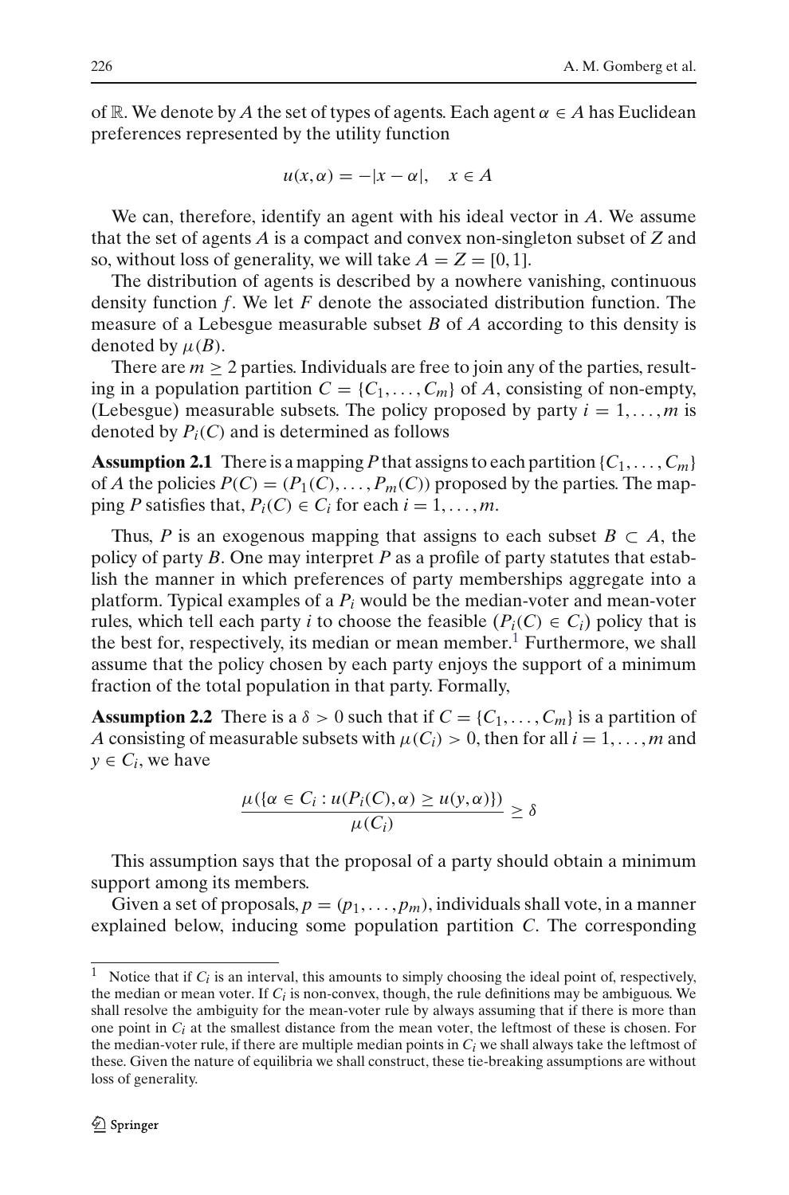of $\mathbb{R}$. We denote by $A$ the set of types of agents. Each agent $\alpha \in A$ has Euclidean preferences represented by the utility function

$$u(x, \alpha) = -|x - \alpha|, \quad x \in A$$

We can, therefore, identify an agent with his ideal vector in $A$. We assume that the set of agents $A$ is a compact and convex non-singleton subset of $Z$ and so, without loss of generality, we will take $A = Z = [0, 1]$.

The distribution of agents is described by a nowhere vanishing, continuous density function $f$. We let $F$ denote the associated distribution function. The measure of a Lebesgue measurable subset $B$ of $A$ according to this density is denoted by $\mu(B)$.

There are $m \geq 2$ parties. Individuals are free to join any of the parties, resulting in a population partition $C = \{C_1, \ldots, C_m\}$ of $A$, consisting of non-empty, (Lebesgue) measurable subsets. The policy proposed by party $i = 1, \ldots, m$ is denoted by $P_i(C)$ and is determined as follows

**Assumption 2.1** There is a mapping $P$ that assigns to each partition $\{C_1, \ldots, C_m\}$ of $A$ the policies $P(C) = (P_1(C), \ldots, P_m(C))$ proposed by the parties. The mapping $P$ satisfies that, $P_i(C) \in C_i$ for each $i = 1, \ldots, m$.

Thus, $P$ is an exogenous mapping that assigns to each subset $B \subset A$, the policy of party $B$. One may interpret $P$ as a profile of party statutes that establish the manner in which preferences of party memberships aggregate into a platform. Typical examples of a $P_i$ would be the median-voter and mean-voter rules, which tell each party $i$ to choose the feasible ($P_i(C) \in C_i$) policy that is the best for, respectively, its median or mean member.[1] Furthermore, we shall assume that the policy chosen by each party enjoys the support of a minimum fraction of the total population in that party. Formally,

**Assumption 2.2** There is a $\delta > 0$ such that if $C = \{C_1, \ldots, C_m\}$ is a partition of $A$ consisting of measurable subsets with $\mu(C_i) > 0$, then for all $i = 1, \ldots, m$ and $y \in C_i$, we have

$$\frac{\mu(\{\alpha \in C_i : u(P_i(C), \alpha) \geq u(y, \alpha)\})}{\mu(C_i)} \geq \delta$$

This assumption says that the proposal of a party should obtain a minimum support among its members.

Given a set of proposals, $p = (p_1, \ldots, p_m)$, individuals shall vote, in a manner explained below, inducing some population partition $C$. The corresponding

---

[1] Notice that if $C_i$ is an interval, this amounts to simply choosing the ideal point of, respectively, the median or mean voter. If $C_i$ is non-convex, though, the rule definitions may be ambiguous. We shall resolve the ambiguity for the mean-voter rule by always assuming that if there is more than one point in $C_i$ at the smallest distance from the mean voter, the leftmost of these is chosen. For the median-voter rule, if there are multiple median points in $C_i$ we shall always take the leftmost of these. Given the nature of equilibria we shall construct, these tie-breaking assumptions are without loss of generality.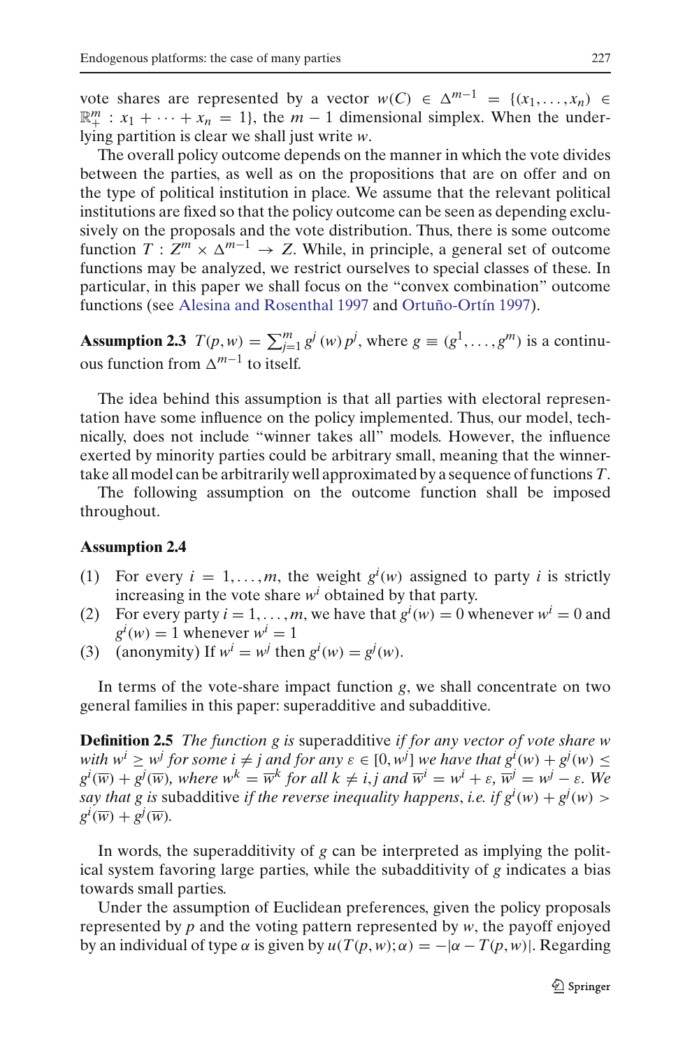vote shares are represented by a vector $w(C) \in \Delta^{m-1} = \{(x_1, \ldots, x_n) \in \mathbb{R}^m_+ : x_1 + \cdots + x_n = 1\}$, the $m-1$ dimensional simplex. When the underlying partition is clear we shall just write $w$.

The overall policy outcome depends on the manner in which the vote divides between the parties, as well as on the propositions that are on offer and on the type of political institution in place. We assume that the relevant political institutions are fixed so that the policy outcome can be seen as depending exclusively on the proposals and the vote distribution. Thus, there is some outcome function $T : Z^m \times \Delta^{m-1} \to Z$. While, in principle, a general set of outcome functions may be analyzed, we restrict ourselves to special classes of these. In particular, in this paper we shall focus on the "convex combination" outcome functions (see Alesina and Rosenthal 1997 and Ortuño-Ortín 1997).

**Assumption 2.3** $T(p, w) = \sum_{j=1}^{m} g^j(w) p^j$, where $g \equiv (g^1, \ldots, g^m)$ is a continuous function from $\Delta^{m-1}$ to itself.

The idea behind this assumption is that all parties with electoral representation have some influence on the policy implemented. Thus, our model, technically, does not include "winner takes all" models. However, the influence exerted by minority parties could be arbitrary small, meaning that the winner-take all model can be arbitrarily well approximated by a sequence of functions $T$.

The following assumption on the outcome function shall be imposed throughout.

**Assumption 2.4**

(1) For every $i = 1, \ldots, m$, the weight $g^i(w)$ assigned to party $i$ is strictly increasing in the vote share $w^i$ obtained by that party.
(2) For every party $i = 1, \ldots, m$, we have that $g^i(w) = 0$ whenever $w^i = 0$ and $g^i(w) = 1$ whenever $w^i = 1$
(3) (anonymity) If $w^i = w^j$ then $g^i(w) = g^j(w)$.

In terms of the vote-share impact function $g$, we shall concentrate on two general families in this paper: superadditive and subadditive.

**Definition 2.5** *The function $g$ is* superadditive *if for any vector of vote share $w$ with $w^i \geq w^j$ for some $i \neq j$ and for any $\varepsilon \in [0, w^j]$ we have that $g^i(w) + g^j(w) \leq g^i(\overline{w}) + g^j(\overline{w})$, where $w^k = \overline{w}^k$ for all $k \neq i, j$ and $\overline{w}^i = w^i + \varepsilon$, $\overline{w}^j = w^j - \varepsilon$. We say that $g$ is* subadditive *if the reverse inequality happens, i.e. if $g^i(w) + g^j(w) > g^i(\overline{w}) + g^j(\overline{w})$.*

In words, the superadditivity of $g$ can be interpreted as implying the political system favoring large parties, while the subadditivity of $g$ indicates a bias towards small parties.

Under the assumption of Euclidean preferences, given the policy proposals represented by $p$ and the voting pattern represented by $w$, the payoff enjoyed by an individual of type $\alpha$ is given by $u(T(p, w); \alpha) = -|\alpha - T(p, w)|$. Regarding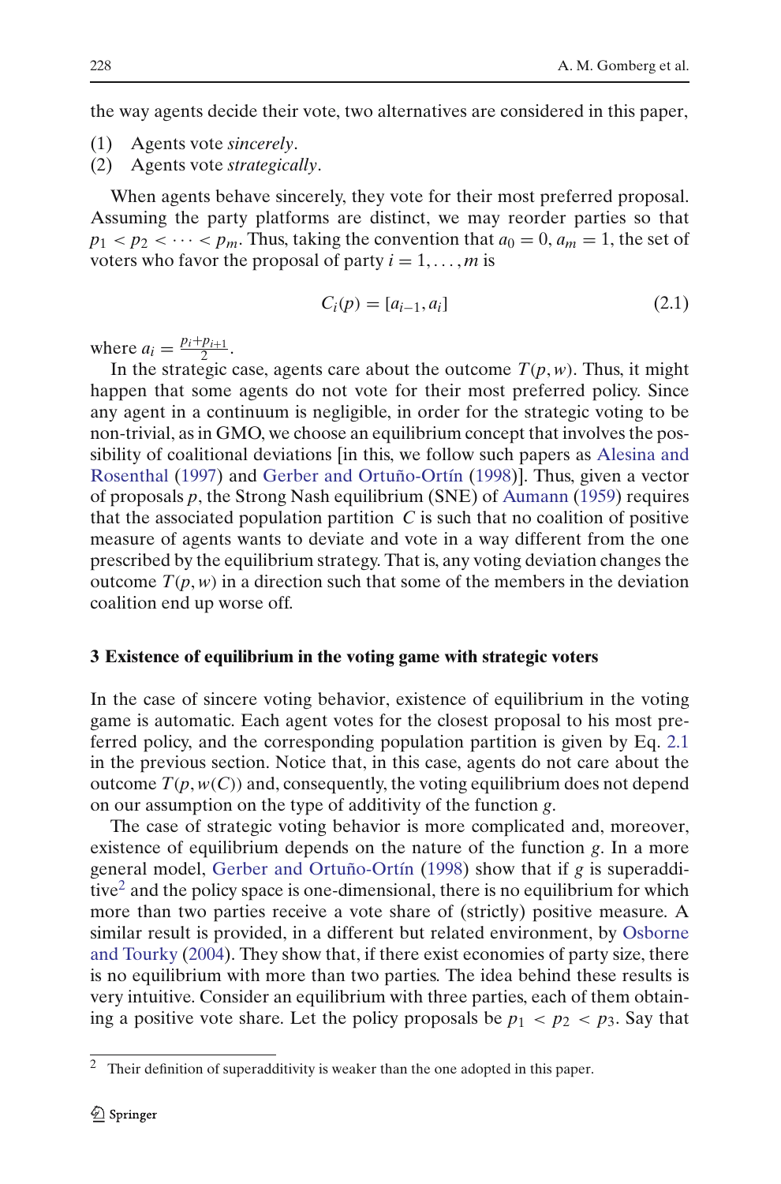the way agents decide their vote, two alternatives are considered in this paper,

(1) Agents vote *sincerely*.
(2) Agents vote *strategically*.

When agents behave sincerely, they vote for their most preferred proposal. Assuming the party platforms are distinct, we may reorder parties so that $p_1 < p_2 < \cdots < p_m$. Thus, taking the convention that $a_0 = 0$, $a_m = 1$, the set of voters who favor the proposal of party $i = 1, \ldots, m$ is

$$C_i(p) = [a_{i-1}, a_i] \tag{2.1}$$

where $a_i = \frac{p_i + p_{i+1}}{2}$.

In the strategic case, agents care about the outcome $T(p, w)$. Thus, it might happen that some agents do not vote for their most preferred policy. Since any agent in a continuum is negligible, in order for the strategic voting to be non-trivial, as in GMO, we choose an equilibrium concept that involves the possibility of coalitional deviations [in this, we follow such papers as Alesina and Rosenthal (1997) and Gerber and Ortuño-Ortín (1998)]. Thus, given a vector of proposals $p$, the Strong Nash equilibrium (SNE) of Aumann (1959) requires that the associated population partition $C$ is such that no coalition of positive measure of agents wants to deviate and vote in a way different from the one prescribed by the equilibrium strategy. That is, any voting deviation changes the outcome $T(p, w)$ in a direction such that some of the members in the deviation coalition end up worse off.

### 3 Existence of equilibrium in the voting game with strategic voters

In the case of sincere voting behavior, existence of equilibrium in the voting game is automatic. Each agent votes for the closest proposal to his most preferred policy, and the corresponding population partition is given by Eq. 2.1 in the previous section. Notice that, in this case, agents do not care about the outcome $T(p, w(C))$ and, consequently, the voting equilibrium does not depend on our assumption on the type of additivity of the function $g$.

The case of strategic voting behavior is more complicated and, moreover, existence of equilibrium depends on the nature of the function $g$. In a more general model, Gerber and Ortuño-Ortín (1998) show that if $g$ is superadditive[2] and the policy space is one-dimensional, there is no equilibrium for which more than two parties receive a vote share of (strictly) positive measure. A similar result is provided, in a different but related environment, by Osborne and Tourky (2004). They show that, if there exist economies of party size, there is no equilibrium with more than two parties. The idea behind these results is very intuitive. Consider an equilibrium with three parties, each of them obtaining a positive vote share. Let the policy proposals be $p_1 < p_2 < p_3$. Say that

[2] Their definition of superadditivity is weaker than the one adopted in this paper.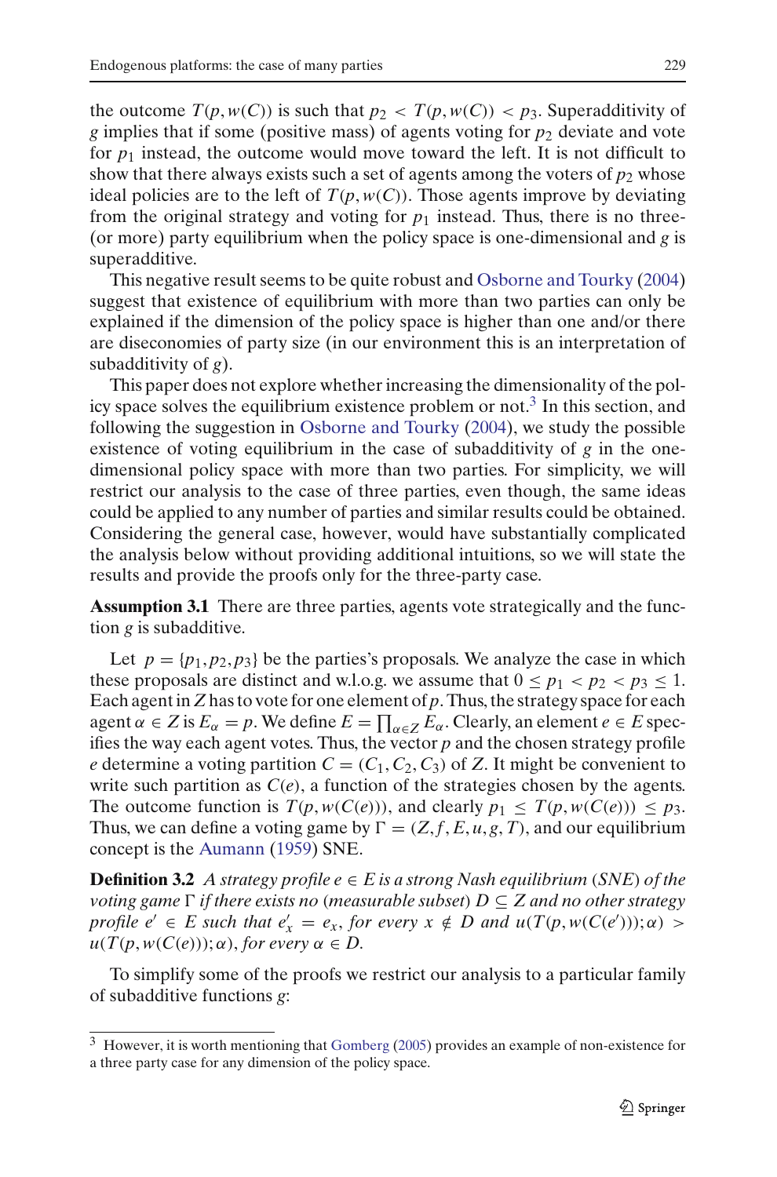the outcome $T(p, w(C))$ is such that $p_2 < T(p, w(C)) < p_3$. Superadditivity of $g$ implies that if some (positive mass) of agents voting for $p_2$ deviate and vote for $p_1$ instead, the outcome would move toward the left. It is not difficult to show that there always exists such a set of agents among the voters of $p_2$ whose ideal policies are to the left of $T(p, w(C))$. Those agents improve by deviating from the original strategy and voting for $p_1$ instead. Thus, there is no three- (or more) party equilibrium when the policy space is one-dimensional and $g$ is superadditive.

This negative result seems to be quite robust and Osborne and Tourky (2004) suggest that existence of equilibrium with more than two parties can only be explained if the dimension of the policy space is higher than one and/or there are diseconomies of party size (in our environment this is an interpretation of subadditivity of $g$).

This paper does not explore whether increasing the dimensionality of the policy space solves the equilibrium existence problem or not.[3] In this section, and following the suggestion in Osborne and Tourky (2004), we study the possible existence of voting equilibrium in the case of subadditivity of $g$ in the one-dimensional policy space with more than two parties. For simplicity, we will restrict our analysis to the case of three parties, even though, the same ideas could be applied to any number of parties and similar results could be obtained. Considering the general case, however, would have substantially complicated the analysis below without providing additional intuitions, so we will state the results and provide the proofs only for the three-party case.

**Assumption 3.1** There are three parties, agents vote strategically and the function $g$ is subadditive.

Let $p = \{p_1, p_2, p_3\}$ be the parties's proposals. We analyze the case in which these proposals are distinct and w.l.o.g. we assume that $0 \leq p_1 < p_2 < p_3 \leq 1$. Each agent in $Z$ has to vote for one element of $p$. Thus, the strategy space for each agent $\alpha \in Z$ is $E_\alpha = p$. We define $E = \prod_{\alpha \in Z} E_\alpha$. Clearly, an element $e \in E$ specifies the way each agent votes. Thus, the vector $p$ and the chosen strategy profile $e$ determine a voting partition $C = (C_1, C_2, C_3)$ of $Z$. It might be convenient to write such partition as $C(e)$, a function of the strategies chosen by the agents. The outcome function is $T(p, w(C(e)))$, and clearly $p_1 \leq T(p, w(C(e))) \leq p_3$. Thus, we can define a voting game by $\Gamma = (Z, f, E, u, g, T)$, and our equilibrium concept is the Aumann (1959) SNE.

**Definition 3.2** *A strategy profile $e \in E$ is a strong Nash equilibrium (SNE) of the voting game $\Gamma$ if there exists no (measurable subset) $D \subseteq Z$ and no other strategy profile $e' \in E$ such that $e'_x = e_x$, for every $x \notin D$ and $u(T(p, w(C(e'))); \alpha) > u(T(p, w(C(e))); \alpha)$, for every $\alpha \in D$.*

To simplify some of the proofs we restrict our analysis to a particular family of subadditive functions $g$:

---

[3] However, it is worth mentioning that Gomberg (2005) provides an example of non-existence for a three party case for any dimension of the policy space.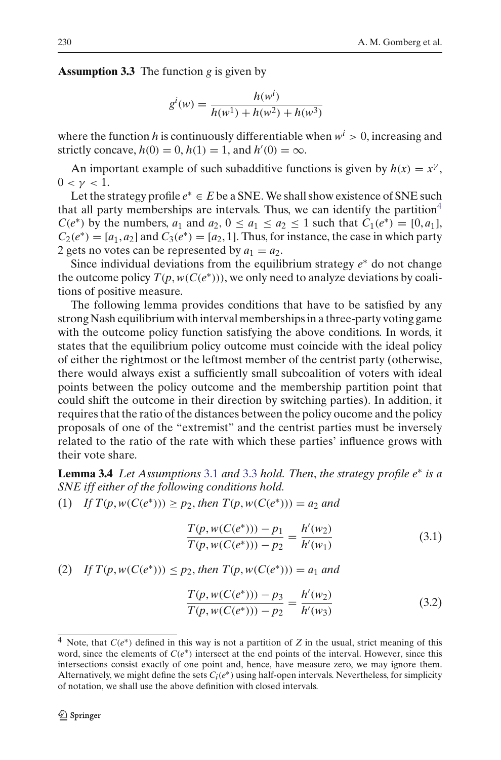**Assumption 3.3** The function $g$ is given by

$$g^i(w) = \frac{h(w^i)}{h(w^1) + h(w^2) + h(w^3)}$$

where the function $h$ is continuously differentiable when $w^i > 0$, increasing and strictly concave, $h(0) = 0$, $h(1) = 1$, and $h'(0) = \infty$.

An important example of such subadditive functions is given by $h(x) = x^\gamma$, $0 < \gamma < 1$.

Let the strategy profile $e^* \in E$ be a SNE. We shall show existence of SNE such that all party memberships are intervals. Thus, we can identify the partition[4] $C(e^*)$ by the numbers, $a_1$ and $a_2$, $0 \leq a_1 \leq a_2 \leq 1$ such that $C_1(e^*) = [0, a_1]$, $C_2(e^*) = [a_1, a_2]$ and $C_3(e^*) = [a_2, 1]$. Thus, for instance, the case in which party 2 gets no votes can be represented by $a_1 = a_2$.

Since individual deviations from the equilibrium strategy $e^*$ do not change the outcome policy $T(p, w(C(e^*)))$, we only need to analyze deviations by coalitions of positive measure.

The following lemma provides conditions that have to be satisfied by any strong Nash equilibrium with interval memberships in a three-party voting game with the outcome policy function satisfying the above conditions. In words, it states that the equilibrium policy outcome must coincide with the ideal policy of either the rightmost or the leftmost member of the centrist party (otherwise, there would always exist a sufficiently small subcoalition of voters with ideal points between the policy outcome and the membership partition point that could shift the outcome in their direction by switching parties). In addition, it requires that the ratio of the distances between the policy oucome and the policy proposals of one of the "extremist" and the centrist parties must be inversely related to the ratio of the rate with which these parties' influence grows with their vote share.

**Lemma 3.4** *Let Assumptions 3.1 and 3.3 hold. Then, the strategy profile $e^*$ is a SNE iff either of the following conditions hold.*

(1) *If $T(p, w(C(e^*))) \geq p_2$, then $T(p, w(C(e^*))) = a_2$ and*

$$\frac{T(p, w(C(e^*))) - p_1}{T(p, w(C(e^*))) - p_2} = \frac{h'(w_2)}{h'(w_1)} \tag{3.1}$$

(2) *If $T(p, w(C(e^*))) \leq p_2$, then $T(p, w(C(e^*))) = a_1$ and*

$$\frac{T(p, w(C(e^*))) - p_3}{T(p, w(C(e^*))) - p_2} = \frac{h'(w_2)}{h'(w_3)} \tag{3.2}$$

[4] Note, that $C(e^*)$ defined in this way is not a partition of $Z$ in the usual, strict meaning of this word, since the elements of $C(e^*)$ intersect at the end points of the interval. However, since this intersections consist exactly of one point and, hence, have measure zero, we may ignore them. Alternatively, we might define the sets $C_i(e^*)$ using half-open intervals. Nevertheless, for simplicity of notation, we shall use the above definition with closed intervals.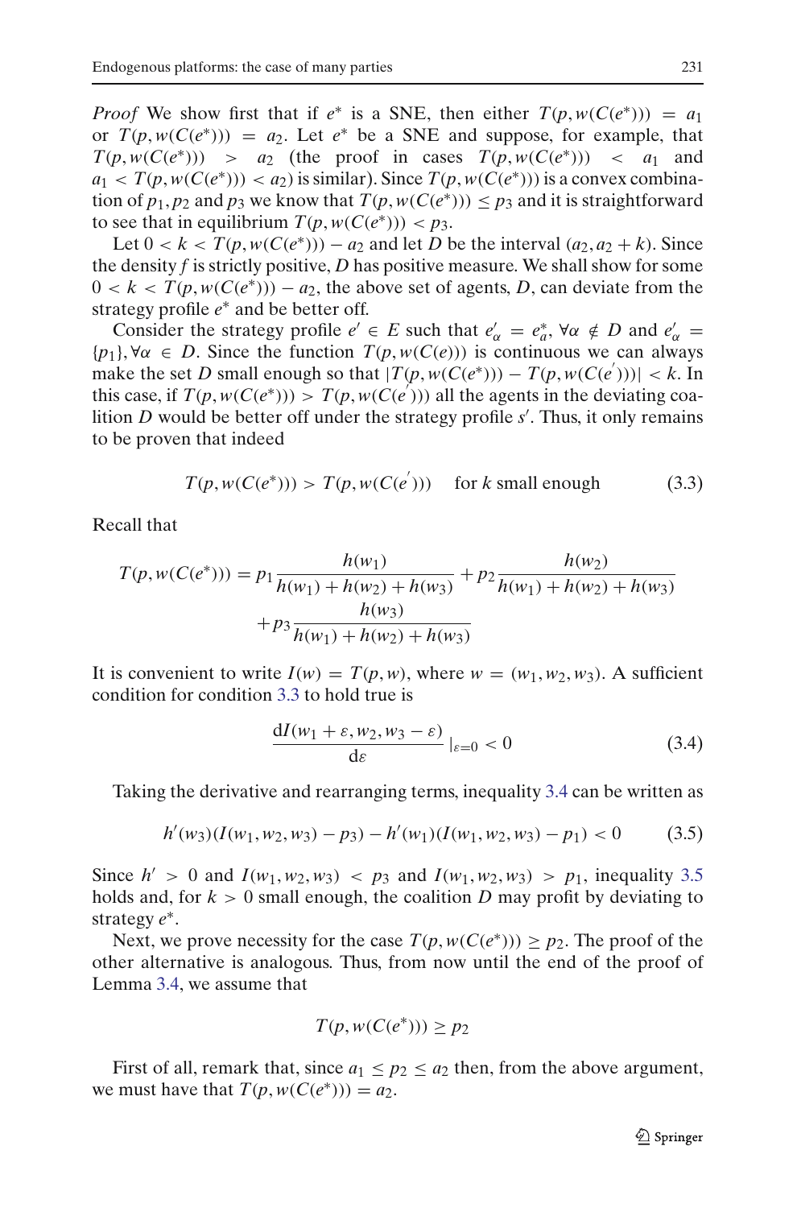*Proof* We show first that if $e^*$ is a SNE, then either $T(p, w(C(e^*))) = a_1$ or $T(p, w(C(e^*))) = a_2$. Let $e^*$ be a SNE and suppose, for example, that $T(p, w(C(e^*))) > a_2$ (the proof in cases $T(p, w(C(e^*))) < a_1$ and $a_1 < T(p, w(C(e^*))) < a_2$) is similar). Since $T(p, w(C(e^*)))$ is a convex combination of $p_1, p_2$ and $p_3$ we know that $T(p, w(C(e^*))) \leq p_3$ and it is straightforward to see that in equilibrium $T(p, w(C(e^*))) < p_3$.

Let $0 < k < T(p, w(C(e^*))) - a_2$ and let $D$ be the interval $(a_2, a_2 + k)$. Since the density $f$ is strictly positive, $D$ has positive measure. We shall show for some $0 < k < T(p, w(C(e^*))) - a_2$, the above set of agents, $D$, can deviate from the strategy profile $e^*$ and be better off.

Consider the strategy profile $e' \in E$ such that $e'_\alpha = e^*_a, \forall \alpha \notin D$ and $e'_\alpha = \{p_1\}, \forall \alpha \in D$. Since the function $T(p, w(C(e)))$ is continuous we can always make the set $D$ small enough so that $|T(p, w(C(e^*))) - T(p, w(C(e^{'})))| < k$. In this case, if $T(p, w(C(e^*))) > T(p, w(C(e^{'})))$ all the agents in the deviating coalition $D$ would be better off under the strategy profile $s'$. Thus, it only remains to be proven that indeed

$$T(p, w(C(e^*))) > T(p, w(C(e^{'}))) \quad \text{for } k \text{ small enough} \tag{3.3}$$

Recall that

$$\begin{aligned} T(p, w(C(e^*))) = p_1 \frac{h(w_1)}{h(w_1) + h(w_2) + h(w_3)} + p_2 \frac{h(w_2)}{h(w_1) + h(w_2) + h(w_3)} \\ + p_3 \frac{h(w_3)}{h(w_1) + h(w_2) + h(w_3)} \end{aligned}$$

It is convenient to write $I(w) = T(p, w)$, where $w = (w_1, w_2, w_3)$. A sufficient condition for condition 3.3 to hold true is

$$\frac{\mathrm{d}I(w_1 + \varepsilon, w_2, w_3 - \varepsilon)}{\mathrm{d}\varepsilon} \Big|_{\varepsilon=0} < 0 \tag{3.4}$$

Taking the derivative and rearranging terms, inequality 3.4 can be written as

$$h'(w_3)(I(w_1, w_2, w_3) - p_3) - h'(w_1)(I(w_1, w_2, w_3) - p_1) < 0 \tag{3.5}$$

Since $h' > 0$ and $I(w_1, w_2, w_3) < p_3$ and $I(w_1, w_2, w_3) > p_1$, inequality 3.5 holds and, for $k > 0$ small enough, the coalition $D$ may profit by deviating to strategy $e^*$.

Next, we prove necessity for the case $T(p, w(C(e^*))) \geq p_2$. The proof of the other alternative is analogous. Thus, from now until the end of the proof of Lemma 3.4, we assume that

$$T(p, w(C(e^*))) \geq p_2$$

First of all, remark that, since $a_1 \leq p_2 \leq a_2$ then, from the above argument, we must have that $T(p, w(C(e^*))) = a_2$.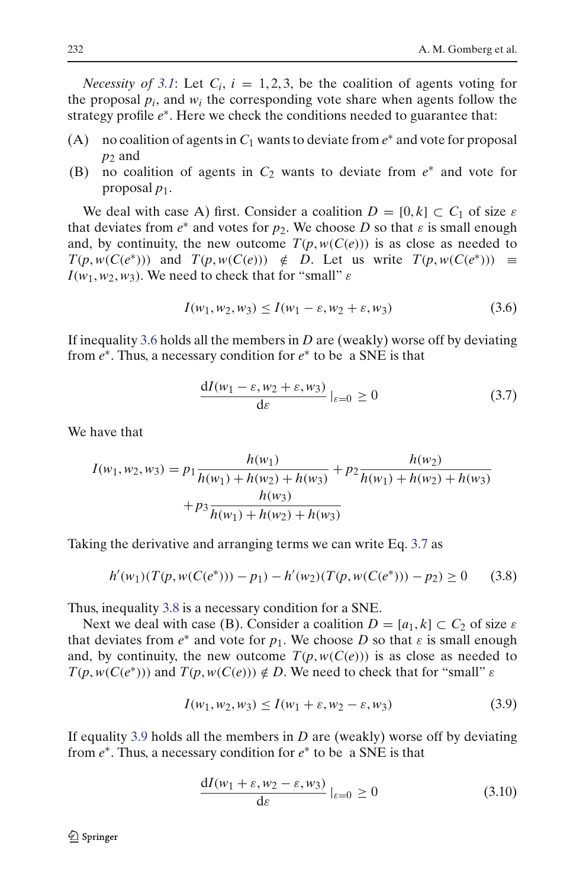*Necessity of 3.1*: Let $C_i$, $i = 1, 2, 3$, be the coalition of agents voting for the proposal $p_i$, and $w_i$ the corresponding vote share when agents follow the strategy profile $e^*$. Here we check the conditions needed to guarantee that:

(A) no coalition of agents in $C_1$ wants to deviate from $e^*$ and vote for proposal $p_2$ and

(B) no coalition of agents in $C_2$ wants to deviate from $e^*$ and vote for proposal $p_1$.

We deal with case A) first. Consider a coalition $D = [0, k] \subset C_1$ of size $\varepsilon$ that deviates from $e^*$ and votes for $p_2$. We choose $D$ so that $\varepsilon$ is small enough and, by continuity, the new outcome $T(p, w(C(e)))$ is as close as needed to $T(p, w(C(e^*)))$ and $T(p, w(C(e))) \notin D$. Let us write $T(p, w(C(e^*))) \equiv I(w_1, w_2, w_3)$. We need to check that for "small" $\varepsilon$

$$I(w_1, w_2, w_3) \leq I(w_1 - \varepsilon, w_2 + \varepsilon, w_3) \tag{3.6}$$

If inequality 3.6 holds all the members in $D$ are (weakly) worse off by deviating from $e^*$. Thus, a necessary condition for $e^*$ to be a SNE is that

$$\frac{\mathrm{d}I(w_1 - \varepsilon, w_2 + \varepsilon, w_3)}{\mathrm{d}\varepsilon} \Big|_{\varepsilon=0} \geq 0 \tag{3.7}$$

We have that

$$I(w_1, w_2, w_3) = p_1 \frac{h(w_1)}{h(w_1) + h(w_2) + h(w_3)} + p_2 \frac{h(w_2)}{h(w_1) + h(w_2) + h(w_3)} + p_3 \frac{h(w_3)}{h(w_1) + h(w_2) + h(w_3)}$$

Taking the derivative and arranging terms we can write Eq. 3.7 as

$$h'(w_1)(T(p, w(C(e^*))) - p_1) - h'(w_2)(T(p, w(C(e^*))) - p_2) \geq 0 \tag{3.8}$$

Thus, inequality 3.8 is a necessary condition for a SNE.

Next we deal with case (B). Consider a coalition $D = [a_1, k] \subset C_2$ of size $\varepsilon$ that deviates from $e^*$ and vote for $p_1$. We choose $D$ so that $\varepsilon$ is small enough and, by continuity, the new outcome $T(p, w(C(e)))$ is as close as needed to $T(p, w(C(e^*)))$ and $T(p, w(C(e))) \notin D$. We need to check that for "small" $\varepsilon$

$$I(w_1, w_2, w_3) \leq I(w_1 + \varepsilon, w_2 - \varepsilon, w_3) \tag{3.9}$$

If equality 3.9 holds all the members in $D$ are (weakly) worse off by deviating from $e^*$. Thus, a necessary condition for $e^*$ to be a SNE is that

$$\frac{\mathrm{d}I(w_1 + \varepsilon, w_2 - \varepsilon, w_3)}{\mathrm{d}\varepsilon} \Big|_{\varepsilon=0} \geq 0 \tag{3.10}$$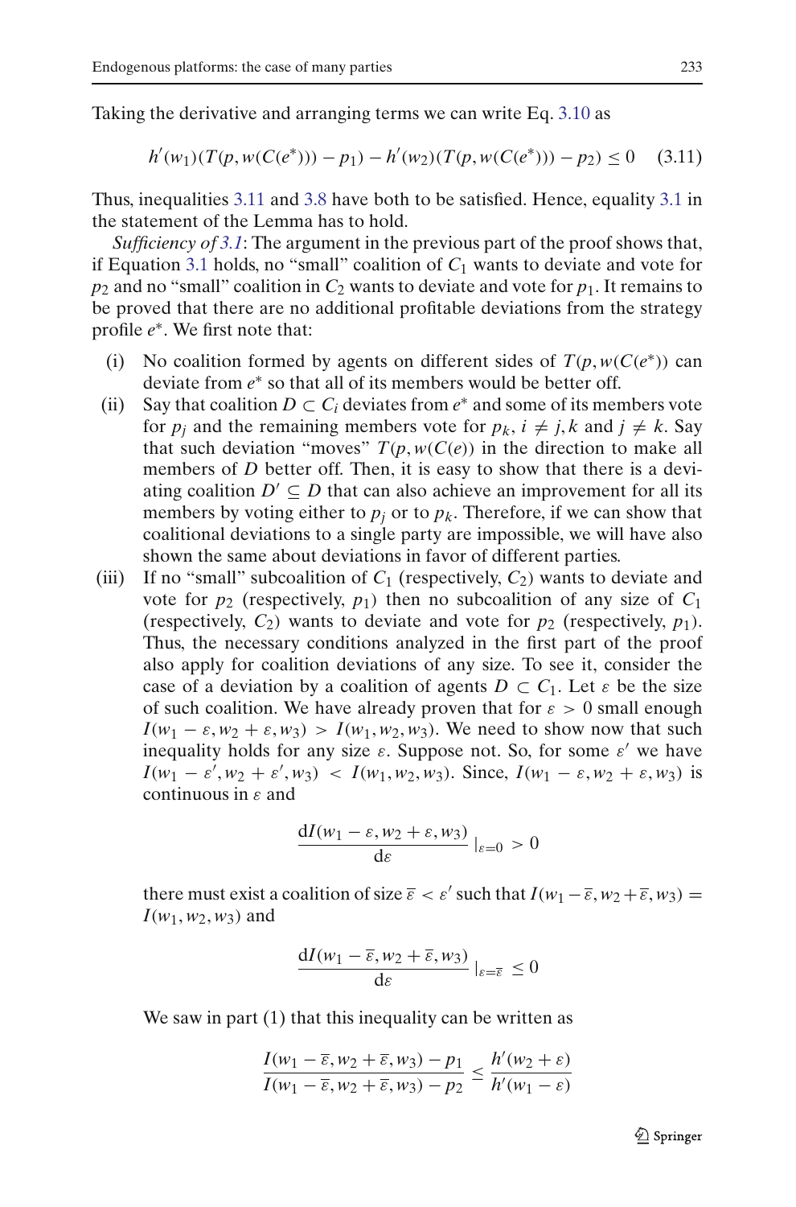Taking the derivative and arranging terms we can write Eq. 3.10 as

$$h'(w_1)(T(p, w(C(e^*))) - p_1) - h'(w_2)(T(p, w(C(e^*))) - p_2) \leq 0 \quad (3.11)$$

Thus, inequalities 3.11 and 3.8 have both to be satisfied. Hence, equality 3.1 in the statement of the Lemma has to hold.

*Sufficiency of 3.1*: The argument in the previous part of the proof shows that, if Equation 3.1 holds, no "small" coalition of $C_1$ wants to deviate and vote for $p_2$ and no "small" coalition in $C_2$ wants to deviate and vote for $p_1$. It remains to be proved that there are no additional profitable deviations from the strategy profile $e^*$. We first note that:

(i) No coalition formed by agents on different sides of $T(p, w(C(e^*))$ can deviate from $e^*$ so that all of its members would be better off.

(ii) Say that coalition $D \subset C_i$ deviates from $e^*$ and some of its members vote for $p_j$ and the remaining members vote for $p_k$, $i \neq j, k$ and $j \neq k$. Say that such deviation "moves" $T(p, w(C(e))$ in the direction to make all members of $D$ better off. Then, it is easy to show that there is a deviating coalition $D' \subseteq D$ that can also achieve an improvement for all its members by voting either to $p_j$ or to $p_k$. Therefore, if we can show that coalitional deviations to a single party are impossible, we will have also shown the same about deviations in favor of different parties.

(iii) If no "small" subcoalition of $C_1$ (respectively, $C_2$) wants to deviate and vote for $p_2$ (respectively, $p_1$) then no subcoalition of any size of $C_1$ (respectively, $C_2$) wants to deviate and vote for $p_2$ (respectively, $p_1$). Thus, the necessary conditions analyzed in the first part of the proof also apply for coalition deviations of any size. To see it, consider the case of a deviation by a coalition of agents $D \subset C_1$. Let $\varepsilon$ be the size of such coalition. We have already proven that for $\varepsilon > 0$ small enough $I(w_1 - \varepsilon, w_2 + \varepsilon, w_3) > I(w_1, w_2, w_3)$. We need to show now that such inequality holds for any size $\varepsilon$. Suppose not. So, for some $\varepsilon'$ we have $I(w_1 - \varepsilon', w_2 + \varepsilon', w_3) < I(w_1, w_2, w_3)$. Since, $I(w_1 - \varepsilon, w_2 + \varepsilon, w_3)$ is continuous in $\varepsilon$ and

$$\frac{\mathrm{d}I(w_1 - \varepsilon, w_2 + \varepsilon, w_3)}{\mathrm{d}\varepsilon}\Big|_{\varepsilon=0} > 0$$

there must exist a coalition of size $\overline{\varepsilon} < \varepsilon'$ such that $I(w_1 - \overline{\varepsilon}, w_2 + \overline{\varepsilon}, w_3) = I(w_1, w_2, w_3)$ and

$$\frac{\mathrm{d}I(w_1 - \overline{\varepsilon}, w_2 + \overline{\varepsilon}, w_3)}{\mathrm{d}\varepsilon}\Big|_{\varepsilon=\overline{\varepsilon}} \leq 0$$

We saw in part (1) that this inequality can be written as

$$\frac{I(w_1 - \overline{\varepsilon}, w_2 + \overline{\varepsilon}, w_3) - p_1}{I(w_1 - \overline{\varepsilon}, w_2 + \overline{\varepsilon}, w_3) - p_2} \leq \frac{h'(w_2 + \varepsilon)}{h'(w_1 - \varepsilon)}$$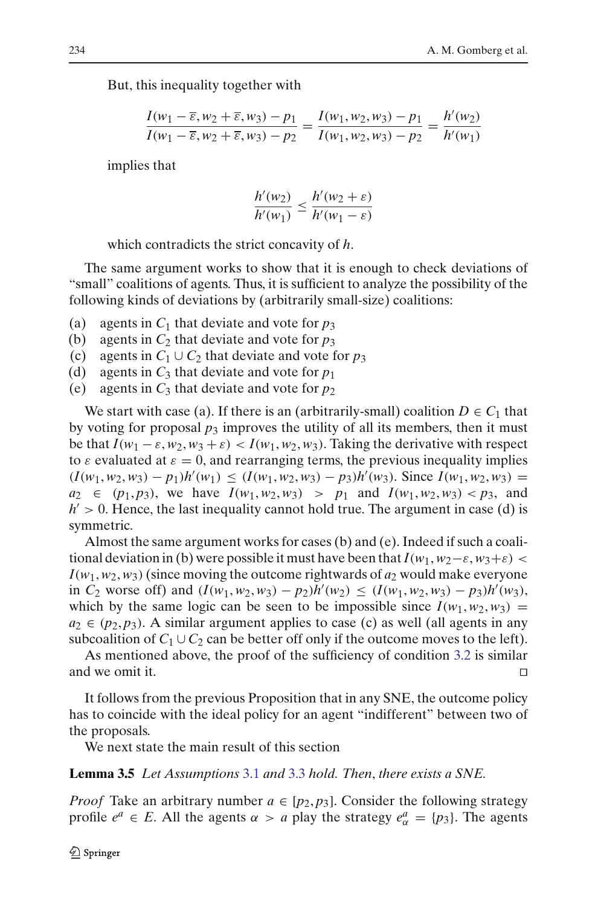But, this inequality together with

$$\frac{I(w_1 - \overline{\varepsilon}, w_2 + \overline{\varepsilon}, w_3) - p_1}{I(w_1 - \overline{\varepsilon}, w_2 + \overline{\varepsilon}, w_3) - p_2} = \frac{I(w_1, w_2, w_3) - p_1}{I(w_1, w_2, w_3) - p_2} = \frac{h'(w_2)}{h'(w_1)}$$

implies that

$$\frac{h'(w_2)}{h'(w_1)} \le \frac{h'(w_2 + \varepsilon)}{h'(w_1 - \varepsilon)}$$

which contradicts the strict concavity of $h$.

The same argument works to show that it is enough to check deviations of "small" coalitions of agents. Thus, it is sufficient to analyze the possibility of the following kinds of deviations by (arbitrarily small-size) coalitions:

(a) agents in $C_1$ that deviate and vote for $p_3$
(b) agents in $C_2$ that deviate and vote for $p_3$
(c) agents in $C_1 \cup C_2$ that deviate and vote for $p_3$
(d) agents in $C_3$ that deviate and vote for $p_1$
(e) agents in $C_3$ that deviate and vote for $p_2$

We start with case (a). If there is an (arbitrarily-small) coalition $D \in C_1$ that by voting for proposal $p_3$ improves the utility of all its members, then it must be that $I(w_1 - \varepsilon, w_2, w_3 + \varepsilon) < I(w_1, w_2, w_3)$. Taking the derivative with respect to $\varepsilon$ evaluated at $\varepsilon = 0$, and rearranging terms, the previous inequality implies $(I(w_1, w_2, w_3) - p_1)h'(w_1) \le (I(w_1, w_2, w_3) - p_3)h'(w_3)$. Since $I(w_1, w_2, w_3) = a_2 \in (p_1, p_3)$, we have $I(w_1, w_2, w_3) > p_1$ and $I(w_1, w_2, w_3) < p_3$, and $h' > 0$. Hence, the last inequality cannot hold true. The argument in case (d) is symmetric.

Almost the same argument works for cases (b) and (e). Indeed if such a coalitional deviation in (b) were possible it must have been that $I(w_1, w_2 - \varepsilon, w_3 + \varepsilon) < I(w_1, w_2, w_3)$ (since moving the outcome rightwards of $a_2$ would make everyone in $C_2$ worse off) and $(I(w_1, w_2, w_3) - p_2)h'(w_2) \le (I(w_1, w_2, w_3) - p_3)h'(w_3)$, which by the same logic can be seen to be impossible since $I(w_1, w_2, w_3) = a_2 \in (p_2, p_3)$. A similar argument applies to case (c) as well (all agents in any subcoalition of $C_1 \cup C_2$ can be better off only if the outcome moves to the left).

As mentioned above, the proof of the sufficiency of condition 3.2 is similar and we omit it. □

It follows from the previous Proposition that in any SNE, the outcome policy has to coincide with the ideal policy for an agent "indifferent" between two of the proposals.

We next state the main result of this section

**Lemma 3.5** *Let Assumptions* 3.1 *and* 3.3 *hold. Then*, *there exists a SNE.*

*Proof* Take an arbitrary number $a \in [p_2, p_3]$. Consider the following strategy profile $e^a \in E$. All the agents $\alpha > a$ play the strategy $e^a_\alpha = \{p_3\}$. The agents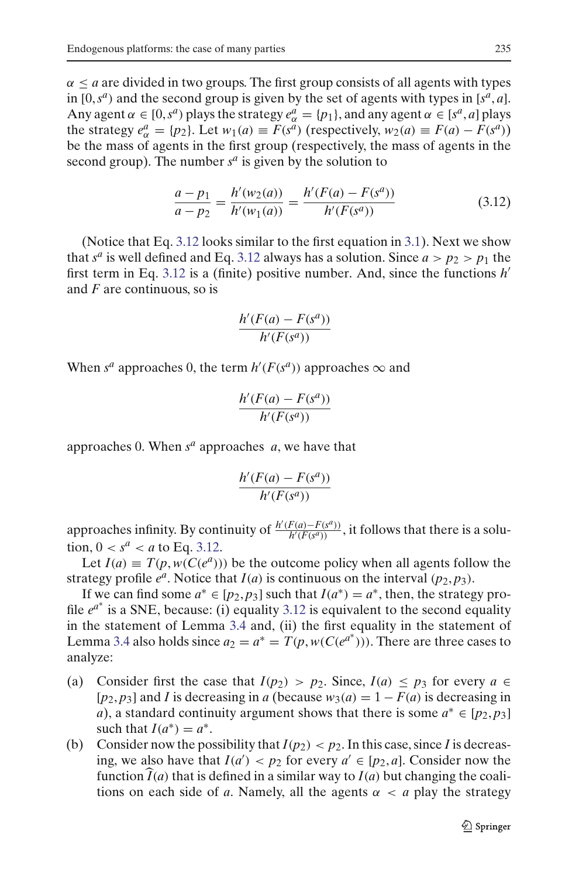$\alpha \leq a$ are divided in two groups. The first group consists of all agents with types in $[0, s^a)$ and the second group is given by the set of agents with types in $[s^a, a]$. Any agent $\alpha \in [0, s^a)$ plays the strategy $e^a_\alpha = \{p_1\}$, and any agent $\alpha \in [s^a, a]$ plays the strategy $e^a_\alpha = \{p_2\}$. Let $w_1(a) \equiv F(s^a)$ (respectively, $w_2(a) \equiv F(a) - F(s^a)$) be the mass of agents in the first group (respectively, the mass of agents in the second group). The number $s^a$ is given by the solution to

$$\frac{a - p_1}{a - p_2} = \frac{h'(w_2(a))}{h'(w_1(a))} = \frac{h'(F(a) - F(s^a))}{h'(F(s^a))} \tag{3.12}$$

(Notice that Eq. 3.12 looks similar to the first equation in 3.1). Next we show that $s^a$ is well defined and Eq. 3.12 always has a solution. Since $a > p_2 > p_1$ the first term in Eq. 3.12 is a (finite) positive number. And, since the functions $h'$ and $F$ are continuous, so is

$$\frac{h'(F(a) - F(s^a))}{h'(F(s^a))}$$

When $s^a$ approaches 0, the term $h'(F(s^a))$ approaches $\infty$ and

$$\frac{h'(F(a) - F(s^a))}{h'(F(s^a))}$$

approaches 0. When $s^a$ approaches $a$, we have that

$$\frac{h'(F(a) - F(s^a))}{h'(F(s^a))}$$

approaches infinity. By continuity of $\frac{h'(F(a) - F(s^a))}{h'(F(s^a))}$, it follows that there is a solution, $0 < s^a < a$ to Eq. 3.12.

Let $I(a) \equiv T(p, w(C(e^a)))$ be the outcome policy when all agents follow the strategy profile $e^a$. Notice that $I(a)$ is continuous on the interval $(p_2, p_3)$.

If we can find some $a^* \in [p_2, p_3]$ such that $I(a^*) = a^*$, then, the strategy profile $e^{a^*}$ is a SNE, because: (i) equality 3.12 is equivalent to the second equality in the statement of Lemma 3.4 and, (ii) the first equality in the statement of Lemma 3.4 also holds since $a_2 = a^* = T(p, w(C(e^{a^*})))$. There are three cases to analyze:

(a) Consider first the case that $I(p_2) > p_2$. Since, $I(a) \leq p_3$ for every $a \in [p_2, p_3]$ and $I$ is decreasing in $a$ (because $w_3(a) = 1 - F(a)$ is decreasing in $a$), a standard continuity argument shows that there is some $a^* \in [p_2, p_3]$ such that $I(a^*) = a^*$.

(b) Consider now the possibility that $I(p_2) < p_2$. In this case, since $I$ is decreasing, we also have that $I(a') < p_2$ for every $a' \in [p_2, a]$. Consider now the function $\widehat{I}(a)$ that is defined in a similar way to $I(a)$ but changing the coalitions on each side of $a$. Namely, all the agents $\alpha < a$ play the strategy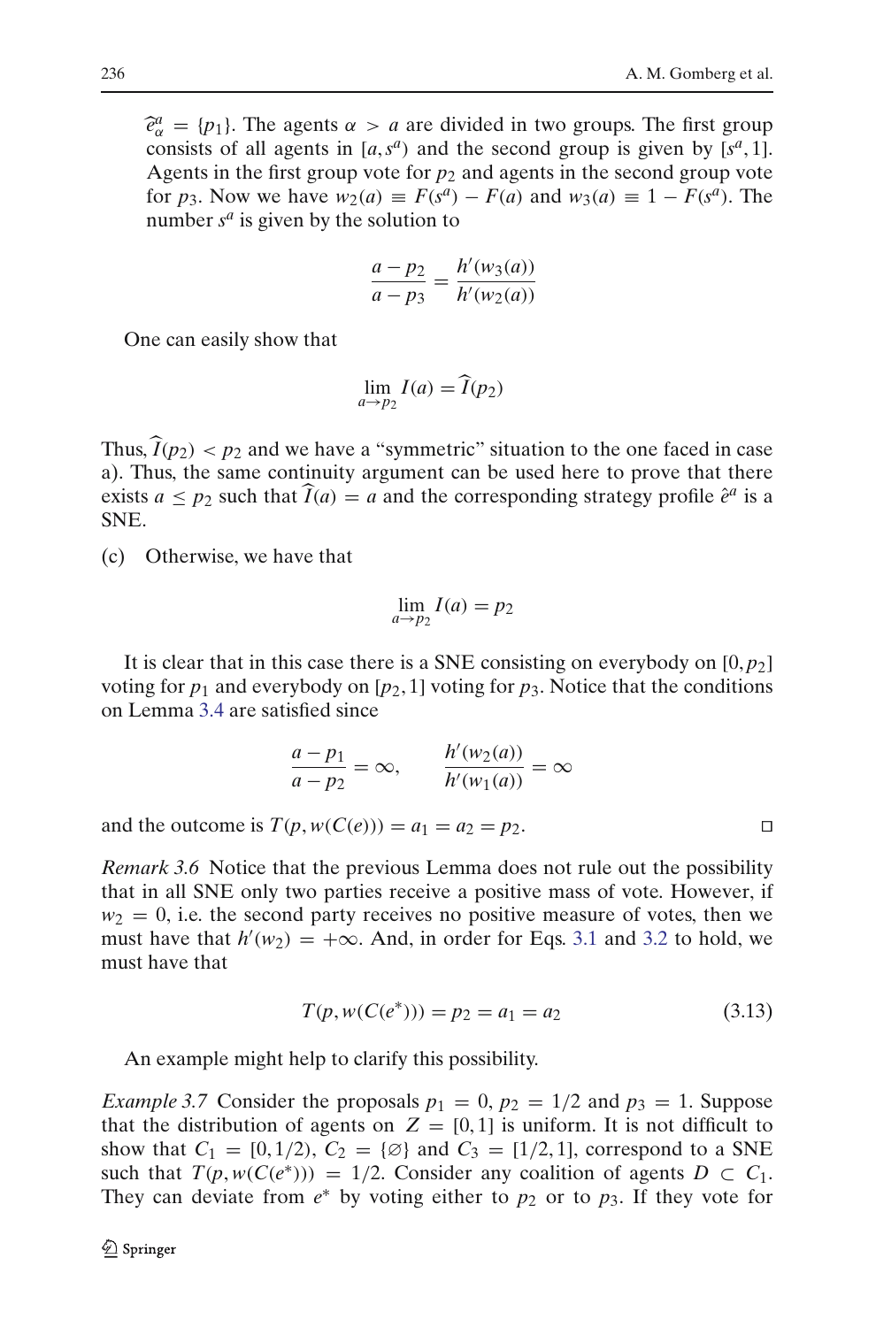$\widehat{e}^a_\alpha = \{p_1\}$. The agents $\alpha > a$ are divided in two groups. The first group consists of all agents in $[a, s^a)$ and the second group is given by $[s^a, 1]$. Agents in the first group vote for $p_2$ and agents in the second group vote for $p_3$. Now we have $w_2(a) \equiv F(s^a) - F(a)$ and $w_3(a) \equiv 1 - F(s^a)$. The number $s^a$ is given by the solution to

$$\frac{a - p_2}{a - p_3} = \frac{h'(w_3(a))}{h'(w_2(a))}$$

One can easily show that

$$\lim_{a \to p_2} I(a) = \widehat{I}(p_2)$$

Thus, $\widehat{I}(p_2) < p_2$ and we have a "symmetric" situation to the one faced in case a). Thus, the same continuity argument can be used here to prove that there exists $a \leq p_2$ such that $\widehat{I}(a) = a$ and the corresponding strategy profile $\hat{e}^a$ is a SNE.

(c) Otherwise, we have that

$$\lim_{a \to p_2} I(a) = p_2$$

It is clear that in this case there is a SNE consisting on everybody on $[0, p_2]$ voting for $p_1$ and everybody on $[p_2, 1]$ voting for $p_3$. Notice that the conditions on Lemma 3.4 are satisfied since

$$\frac{a - p_1}{a - p_2} = \infty, \qquad \frac{h'(w_2(a))}{h'(w_1(a))} = \infty$$

and the outcome is $T(p, w(C(e))) = a_1 = a_2 = p_2$. □

*Remark 3.6* Notice that the previous Lemma does not rule out the possibility that in all SNE only two parties receive a positive mass of vote. However, if $w_2 = 0$, i.e. the second party receives no positive measure of votes, then we must have that $h'(w_2) = +\infty$. And, in order for Eqs. 3.1 and 3.2 to hold, we must have that

$$T(p, w(C(e^*))) = p_2 = a_1 = a_2 \tag{3.13}$$

An example might help to clarify this possibility.

*Example 3.7* Consider the proposals $p_1 = 0$, $p_2 = 1/2$ and $p_3 = 1$. Suppose that the distribution of agents on $Z = [0, 1]$ is uniform. It is not difficult to show that $C_1 = [0, 1/2)$, $C_2 = \{\varnothing\}$ and $C_3 = [1/2, 1]$, correspond to a SNE such that $T(p, w(C(e^*))) = 1/2$. Consider any coalition of agents $D \subset C_1$. They can deviate from $e^*$ by voting either to $p_2$ or to $p_3$. If they vote for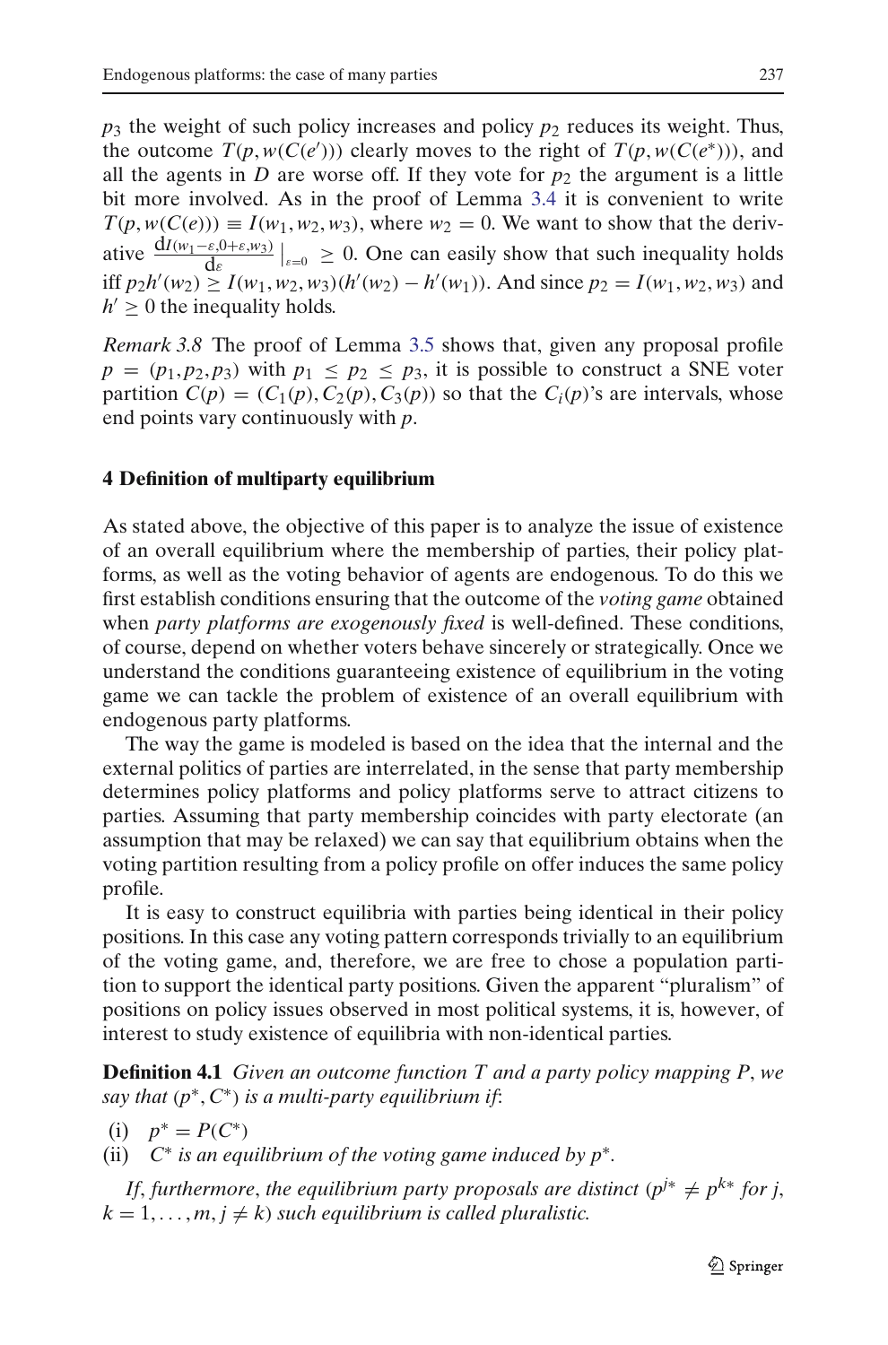$p_3$ the weight of such policy increases and policy $p_2$ reduces its weight. Thus, the outcome $T(p, w(C(e')))$ clearly moves to the right of $T(p, w(C(e^*)))$, and all the agents in $D$ are worse off. If they vote for $p_2$ the argument is a little bit more involved. As in the proof of Lemma 3.4 it is convenient to write $T(p, w(C(e))) \equiv I(w_1, w_2, w_3)$, where $w_2 = 0$. We want to show that the derivative $\frac{\mathrm{d}I(w_1-\varepsilon, 0+\varepsilon, w_3)}{\mathrm{d}\varepsilon}\big|_{\varepsilon=0} \geq 0$. One can easily show that such inequality holds iff $p_2 h'(w_2) \geq I(w_1, w_2, w_3)(h'(w_2) - h'(w_1))$. And since $p_2 = I(w_1, w_2, w_3)$ and $h' \geq 0$ the inequality holds.

*Remark 3.8* The proof of Lemma 3.5 shows that, given any proposal profile $p = (p_1, p_2, p_3)$ with $p_1 \leq p_2 \leq p_3$, it is possible to construct a SNE voter partition $C(p) = (C_1(p), C_2(p), C_3(p))$ so that the $C_i(p)$'s are intervals, whose end points vary continuously with $p$.

## 4 Definition of multiparty equilibrium

As stated above, the objective of this paper is to analyze the issue of existence of an overall equilibrium where the membership of parties, their policy platforms, as well as the voting behavior of agents are endogenous. To do this we first establish conditions ensuring that the outcome of the *voting game* obtained when *party platforms are exogenously fixed* is well-defined. These conditions, of course, depend on whether voters behave sincerely or strategically. Once we understand the conditions guaranteeing existence of equilibrium in the voting game we can tackle the problem of existence of an overall equilibrium with endogenous party platforms.

The way the game is modeled is based on the idea that the internal and the external politics of parties are interrelated, in the sense that party membership determines policy platforms and policy platforms serve to attract citizens to parties. Assuming that party membership coincides with party electorate (an assumption that may be relaxed) we can say that equilibrium obtains when the voting partition resulting from a policy profile on offer induces the same policy profile.

It is easy to construct equilibria with parties being identical in their policy positions. In this case any voting pattern corresponds trivially to an equilibrium of the voting game, and, therefore, we are free to chose a population partition to support the identical party positions. Given the apparent "pluralism" of positions on policy issues observed in most political systems, it is, however, of interest to study existence of equilibria with non-identical parties.

**Definition 4.1** *Given an outcome function $T$ and a party policy mapping $P$, we say that $(p^*, C^*)$ is a multi-party equilibrium if*:

(i) $p^* = P(C^*)$

(ii) *$C^*$ is an equilibrium of the voting game induced by $p^*$.*

*If, furthermore, the equilibrium party proposals are distinct ($p^{j*} \neq p^{k*}$ for $j, k = 1, \ldots, m, j \neq k$) such equilibrium is called pluralistic.*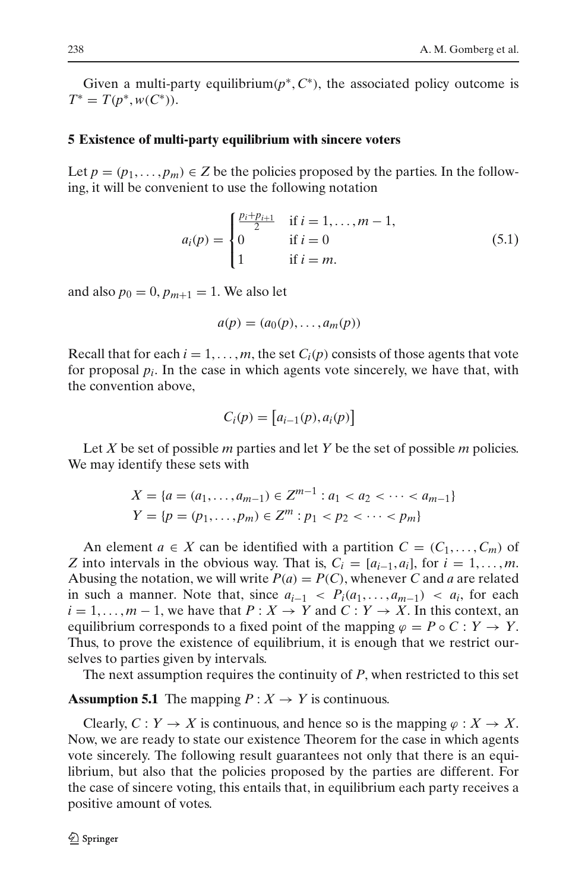Given a multi-party equilibrium $(p^*, C^*)$, the associated policy outcome is $T^* = T(p^*, w(C^*))$.

## 5 Existence of multi-party equilibrium with sincere voters

Let $p = (p_1, \ldots, p_m) \in Z$ be the policies proposed by the parties. In the following, it will be convenient to use the following notation

$$a_i(p) = \begin{cases} \frac{p_i + p_{i+1}}{2} & \text{if } i = 1, \ldots, m-1, \\ 0 & \text{if } i = 0 \\ 1 & \text{if } i = m. \end{cases} \tag{5.1}$$

and also $p_0 = 0, p_{m+1} = 1$. We also let

$$a(p) = (a_0(p), \ldots, a_m(p))$$

Recall that for each $i = 1, \ldots, m$, the set $C_i(p)$ consists of those agents that vote for proposal $p_i$. In the case in which agents vote sincerely, we have that, with the convention above,

$$C_i(p) = \left[a_{i-1}(p), a_i(p)\right]$$

Let $X$ be set of possible $m$ parties and let $Y$ be the set of possible $m$ policies. We may identify these sets with

$$X = \{a = (a_1, \ldots, a_{m-1}) \in Z^{m-1} : a_1 < a_2 < \cdots < a_{m-1}\}$$
$$Y = \{p = (p_1, \ldots, p_m) \in Z^m : p_1 < p_2 < \cdots < p_m\}$$

An element $a \in X$ can be identified with a partition $C = (C_1, \ldots, C_m)$ of $Z$ into intervals in the obvious way. That is, $C_i = [a_{i-1}, a_i]$, for $i = 1, \ldots, m$. Abusing the notation, we will write $P(a) = P(C)$, whenever $C$ and $a$ are related in such a manner. Note that, since $a_{i-1} < P_i(a_1, \ldots, a_{m-1}) < a_i$, for each $i = 1, \ldots, m-1$, we have that $P : X \to Y$ and $C : Y \to X$. In this context, an equilibrium corresponds to a fixed point of the mapping $\varphi = P \circ C : Y \to Y$. Thus, to prove the existence of equilibrium, it is enough that we restrict ourselves to parties given by intervals.

The next assumption requires the continuity of $P$, when restricted to this set

**Assumption 5.1** The mapping $P : X \to Y$ is continuous.

Clearly, $C : Y \to X$ is continuous, and hence so is the mapping $\varphi : X \to X$. Now, we are ready to state our existence Theorem for the case in which agents vote sincerely. The following result guarantees not only that there is an equilibrium, but also that the policies proposed by the parties are different. For the case of sincere voting, this entails that, in equilibrium each party receives a positive amount of votes.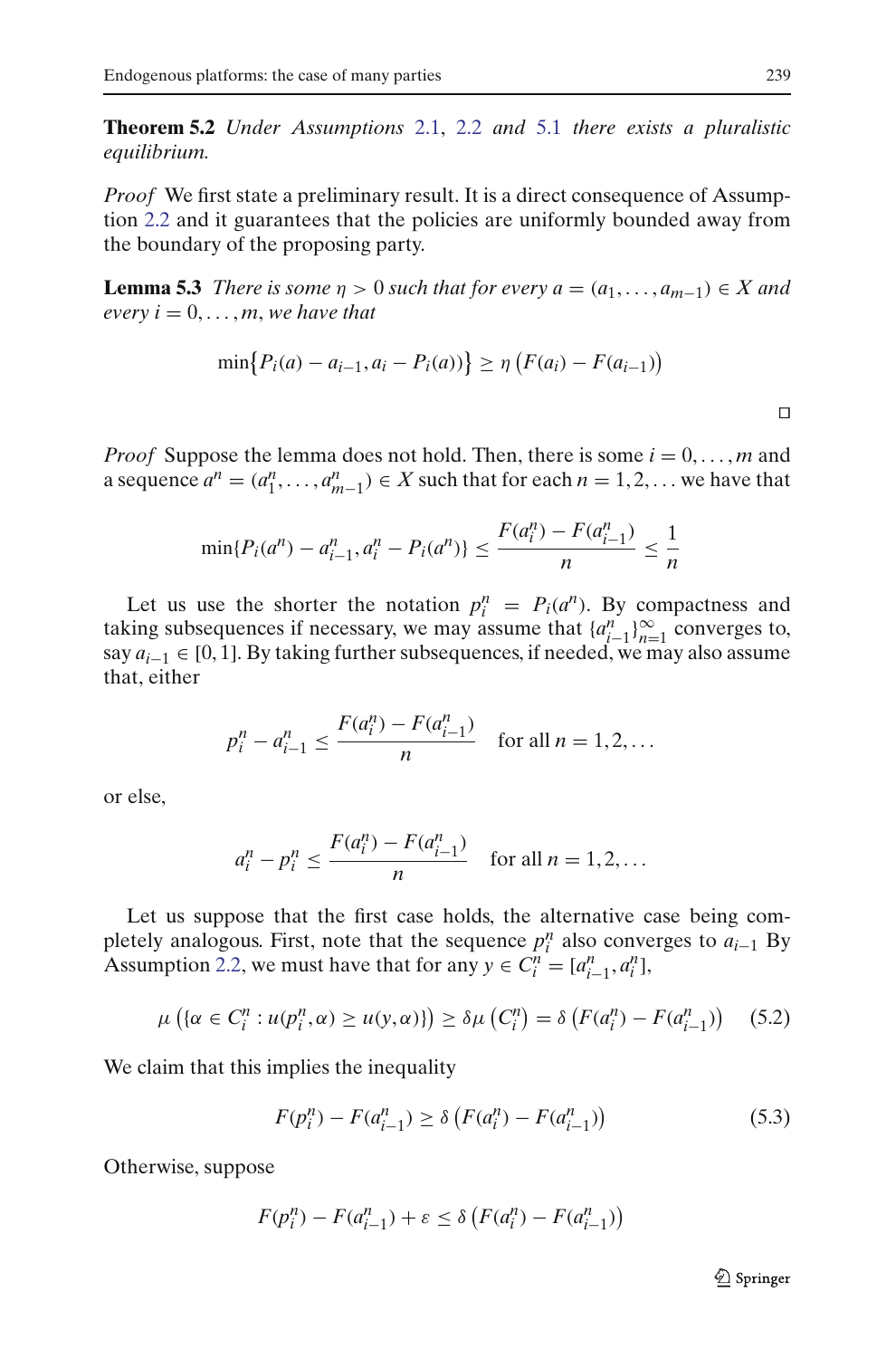**Theorem 5.2** *Under Assumptions* 2.1, 2.2 *and* 5.1 *there exists a pluralistic equilibrium.*

*Proof* We first state a preliminary result. It is a direct consequence of Assumption 2.2 and it guarantees that the policies are uniformly bounded away from the boundary of the proposing party.

**Lemma 5.3** *There is some $\eta > 0$ such that for every $a = (a_1, \ldots, a_{m-1}) \in X$ and every $i = 0, \ldots, m$, we have that*

$$\min\{P_i(a) - a_{i-1}, a_i - P_i(a))\} \geq \eta \left(F(a_i) - F(a_{i-1})\right)$$

□

*Proof* Suppose the lemma does not hold. Then, there is some $i = 0, \ldots, m$ and a sequence $a^n = (a_1^n, \ldots, a_{m-1}^n) \in X$ such that for each $n = 1, 2, \ldots$ we have that

$$\min\{P_i(a^n) - a_{i-1}^n, a_i^n - P_i(a^n)\} \leq \frac{F(a_i^n) - F(a_{i-1}^n)}{n} \leq \frac{1}{n}$$

Let us use the shorter the notation $p_i^n = P_i(a^n)$. By compactness and taking subsequences if necessary, we may assume that $\{a_{i-1}^n\}_{n=1}^{\infty}$ converges to, say $a_{i-1} \in [0, 1]$. By taking further subsequences, if needed, we may also assume that, either

$$p_i^n - a_{i-1}^n \leq \frac{F(a_i^n) - F(a_{i-1}^n)}{n} \quad \text{for all } n = 1, 2, \ldots$$

or else,

$$a_i^n - p_i^n \leq \frac{F(a_i^n) - F(a_{i-1}^n)}{n} \quad \text{for all } n = 1, 2, \ldots$$

Let us suppose that the first case holds, the alternative case being completely analogous. First, note that the sequence $p_i^n$ also converges to $a_{i-1}$ By Assumption 2.2, we must have that for any $y \in C_i^n = [a_{i-1}^n, a_i^n]$,

$$\mu\left(\{\alpha \in C_i^n : u(p_i^n, \alpha) \geq u(y, \alpha)\}\right) \geq \delta\mu\left(C_i^n\right) = \delta\left(F(a_i^n) - F(a_{i-1}^n)\right) \quad (5.2)$$

We claim that this implies the inequality

$$F(p_i^n) - F(a_{i-1}^n) \geq \delta\left(F(a_i^n) - F(a_{i-1}^n)\right) \quad (5.3)$$

Otherwise, suppose

$$F(p_i^n) - F(a_{i-1}^n) + \varepsilon \leq \delta\left(F(a_i^n) - F(a_{i-1}^n)\right)$$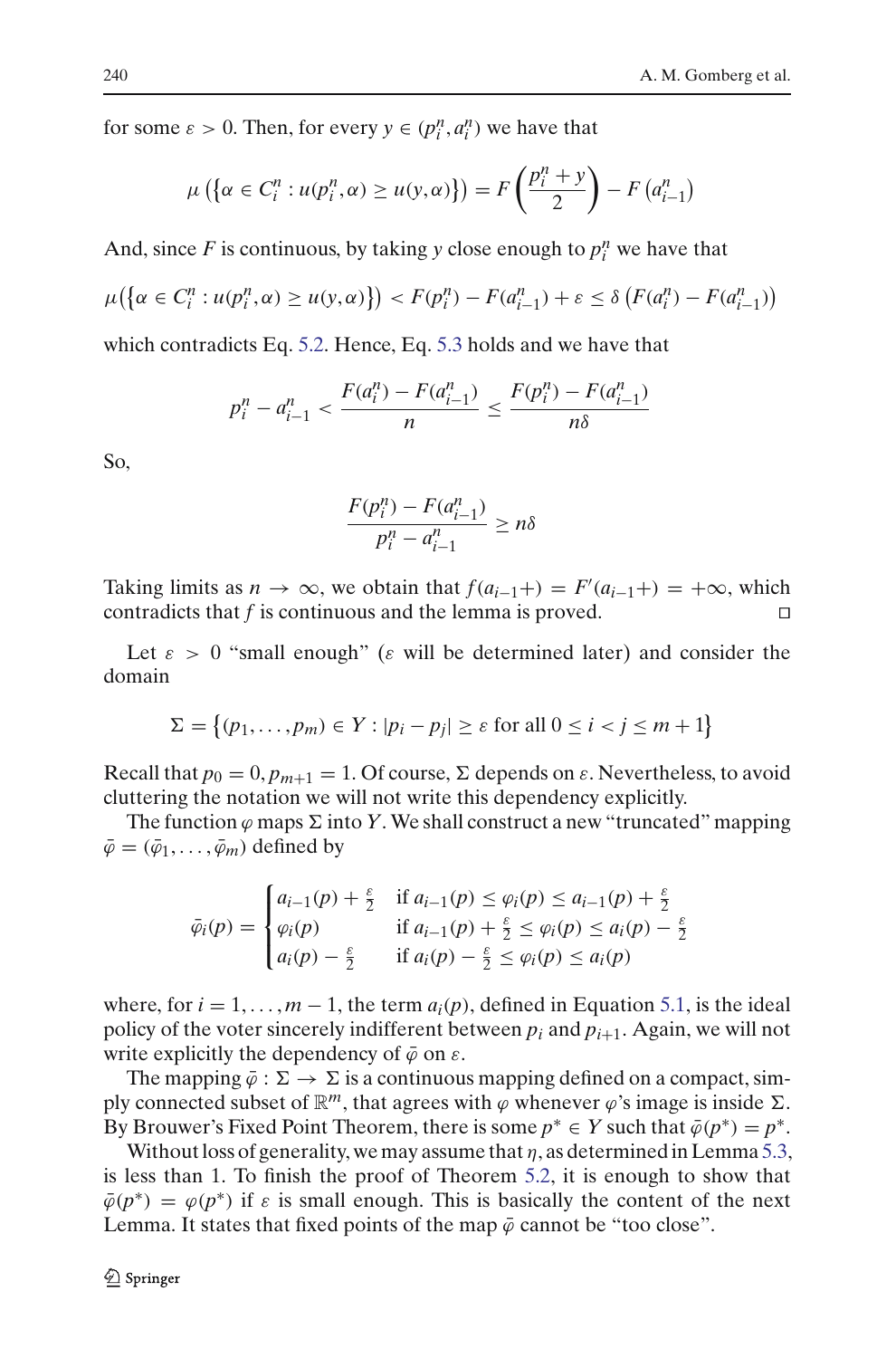for some $\varepsilon > 0$. Then, for every $y \in (p_i^n, a_i^n)$ we have that

$$\mu\left(\left\{\alpha \in C_i^n : u(p_i^n, \alpha) \geq u(y, \alpha)\right\}\right) = F\left(\frac{p_i^n + y}{2}\right) - F\left(a_{i-1}^n\right)$$

And, since $F$ is continuous, by taking $y$ close enough to $p_i^n$ we have that

$$\mu\left(\left\{\alpha \in C_i^n : u(p_i^n, \alpha) \geq u(y, \alpha)\right\}\right) < F(p_i^n) - F(a_{i-1}^n) + \varepsilon \leq \delta\left(F(a_i^n) - F(a_{i-1}^n)\right)$$

which contradicts Eq. 5.2. Hence, Eq. 5.3 holds and we have that

$$p_i^n - a_{i-1}^n < \frac{F(a_i^n) - F(a_{i-1}^n)}{n} \leq \frac{F(p_i^n) - F(a_{i-1}^n)}{n\delta}$$

So,

$$\frac{F(p_i^n) - F(a_{i-1}^n)}{p_i^n - a_{i-1}^n} \geq n\delta$$

Taking limits as $n \to \infty$, we obtain that $f(a_{i-1}+) = F'(a_{i-1}+) = +\infty$, which contradicts that $f$ is continuous and the lemma is proved. □

Let $\varepsilon > 0$ "small enough" ($\varepsilon$ will be determined later) and consider the domain

$$\Sigma = \left\{(p_1, \ldots, p_m) \in Y : |p_i - p_j| \geq \varepsilon \text{ for all } 0 \leq i < j \leq m+1\right\}$$

Recall that $p_0 = 0, p_{m+1} = 1$. Of course, $\Sigma$ depends on $\varepsilon$. Nevertheless, to avoid cluttering the notation we will not write this dependency explicitly.

The function $\varphi$ maps $\Sigma$ into $Y$. We shall construct a new "truncated" mapping $\bar{\varphi} = (\bar{\varphi}_1, \ldots, \bar{\varphi}_m)$ defined by

$$\bar{\varphi}_i(p) = \begin{cases} a_{i-1}(p) + \frac{\varepsilon}{2} & \text{if } a_{i-1}(p) \leq \varphi_i(p) \leq a_{i-1}(p) + \frac{\varepsilon}{2} \\ \varphi_i(p) & \text{if } a_{i-1}(p) + \frac{\varepsilon}{2} \leq \varphi_i(p) \leq a_i(p) - \frac{\varepsilon}{2} \\ a_i(p) - \frac{\varepsilon}{2} & \text{if } a_i(p) - \frac{\varepsilon}{2} \leq \varphi_i(p) \leq a_i(p) \end{cases}$$

where, for $i = 1, \ldots, m-1$, the term $a_i(p)$, defined in Equation 5.1, is the ideal policy of the voter sincerely indifferent between $p_i$ and $p_{i+1}$. Again, we will not write explicitly the dependency of $\bar{\varphi}$ on $\varepsilon$.

The mapping $\bar{\varphi} : \Sigma \to \Sigma$ is a continuous mapping defined on a compact, simply connected subset of $\mathbb{R}^m$, that agrees with $\varphi$ whenever $\varphi$'s image is inside $\Sigma$. By Brouwer's Fixed Point Theorem, there is some $p^* \in Y$ such that $\bar{\varphi}(p^*) = p^*$.

Without loss of generality, we may assume that $\eta$, as determined in Lemma 5.3, is less than 1. To finish the proof of Theorem 5.2, it is enough to show that $\bar{\varphi}(p^*) = \varphi(p^*)$ if $\varepsilon$ is small enough. This is basically the content of the next Lemma. It states that fixed points of the map $\bar{\varphi}$ cannot be "too close".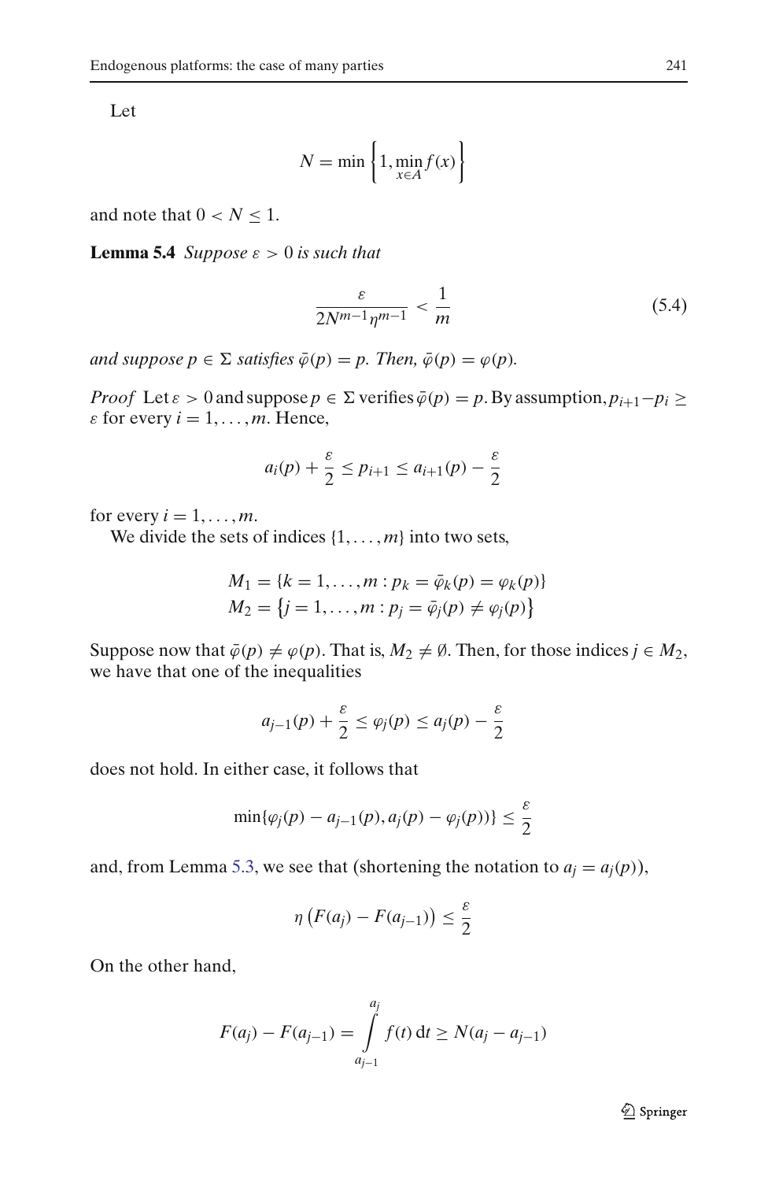Let

$$N = \min \left\{1, \min_{x \in A} f(x)\right\}$$

and note that $0 < N \leq 1$.

**Lemma 5.4** *Suppose $\varepsilon > 0$ is such that*

$$\frac{\varepsilon}{2N^{m-1}\eta^{m-1}} < \frac{1}{m} \tag{5.4}$$

*and suppose $p \in \Sigma$ satisfies $\bar{\varphi}(p) = p$. Then, $\bar{\varphi}(p) = \varphi(p)$.*

*Proof* Let $\varepsilon > 0$ and suppose $p \in \Sigma$ verifies $\bar{\varphi}(p) = p$. By assumption, $p_{i+1} - p_i \geq \varepsilon$ for every $i = 1, \ldots, m$. Hence,

$$a_i(p) + \frac{\varepsilon}{2} \leq p_{i+1} \leq a_{i+1}(p) - \frac{\varepsilon}{2}$$

for every $i = 1, \ldots, m$.

We divide the sets of indices $\{1, \ldots, m\}$ into two sets,

$$M_1 = \{k = 1, \ldots, m : p_k = \bar{\varphi}_k(p) = \varphi_k(p)\}$$
$$M_2 = \left\{j = 1, \ldots, m : p_j = \bar{\varphi}_j(p) \neq \varphi_j(p)\right\}$$

Suppose now that $\bar{\varphi}(p) \neq \varphi(p)$. That is, $M_2 \neq \emptyset$. Then, for those indices $j \in M_2$, we have that one of the inequalities

$$a_{j-1}(p) + \frac{\varepsilon}{2} \leq \varphi_j(p) \leq a_j(p) - \frac{\varepsilon}{2}$$

does not hold. In either case, it follows that

$$\min\{\varphi_j(p) - a_{j-1}(p), a_j(p) - \varphi_j(p))\} \leq \frac{\varepsilon}{2}$$

and, from Lemma 5.3, we see that (shortening the notation to $a_j = a_j(p)$),

$$\eta \left(F(a_j) - F(a_{j-1})\right) \leq \frac{\varepsilon}{2}$$

On the other hand,

$$F(a_j) - F(a_{j-1}) = \int_{a_{j-1}}^{a_j} f(t)\, \mathrm{d}t \geq N(a_j - a_{j-1})$$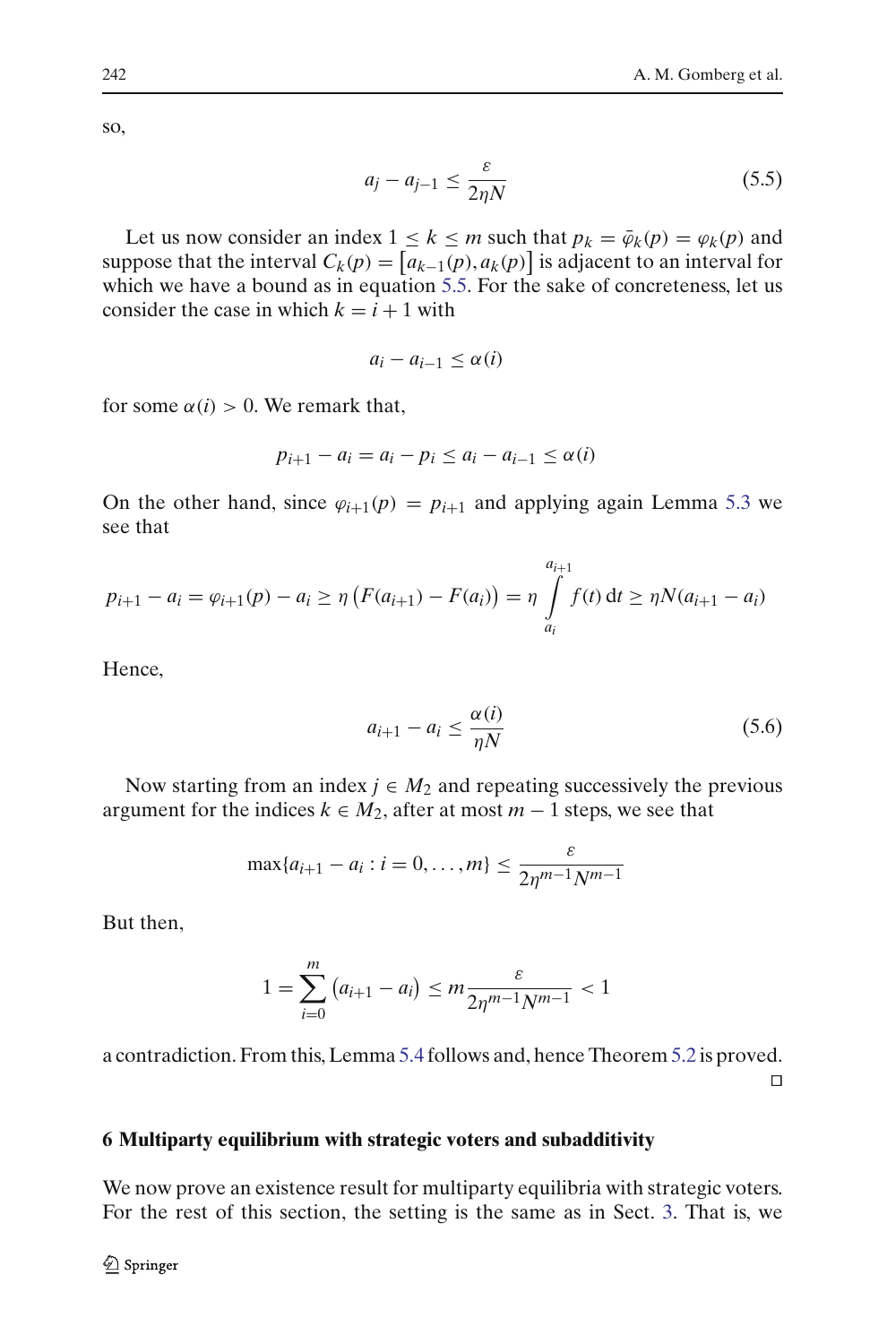so,

$$a_j - a_{j-1} \leq \frac{\varepsilon}{2\eta N} \tag{5.5}$$

Let us now consider an index $1 \leq k \leq m$ such that $p_k = \bar{\varphi}_k(p) = \varphi_k(p)$ and suppose that the interval $C_k(p) = \left[a_{k-1}(p), a_k(p)\right]$ is adjacent to an interval for which we have a bound as in equation 5.5. For the sake of concreteness, let us consider the case in which $k = i + 1$ with

$$a_i - a_{i-1} \leq \alpha(i)$$

for some $\alpha(i) > 0$. We remark that,

$$p_{i+1} - a_i = a_i - p_i \leq a_i - a_{i-1} \leq \alpha(i)$$

On the other hand, since $\varphi_{i+1}(p) = p_{i+1}$ and applying again Lemma 5.3 we see that

$$p_{i+1} - a_i = \varphi_{i+1}(p) - a_i \geq \eta\left(F(a_{i+1}) - F(a_i)\right) = \eta \int_{a_i}^{a_{i+1}} f(t)\,\mathrm{d}t \geq \eta N(a_{i+1} - a_i)$$

Hence,

$$a_{i+1} - a_i \leq \frac{\alpha(i)}{\eta N} \tag{5.6}$$

Now starting from an index $j \in M_2$ and repeating successively the previous argument for the indices $k \in M_2$, after at most $m - 1$ steps, we see that

$$\max\{a_{i+1} - a_i : i = 0, \ldots, m\} \leq \frac{\varepsilon}{2\eta^{m-1}N^{m-1}}$$

But then,

$$1 = \sum_{i=0}^{m}\left(a_{i+1} - a_i\right) \leq m\frac{\varepsilon}{2\eta^{m-1}N^{m-1}} < 1$$

a contradiction. From this, Lemma 5.4 follows and, hence Theorem 5.2 is proved. □

## 6 Multiparty equilibrium with strategic voters and subadditivity

We now prove an existence result for multiparty equilibria with strategic voters. For the rest of this section, the setting is the same as in Sect. 3. That is, we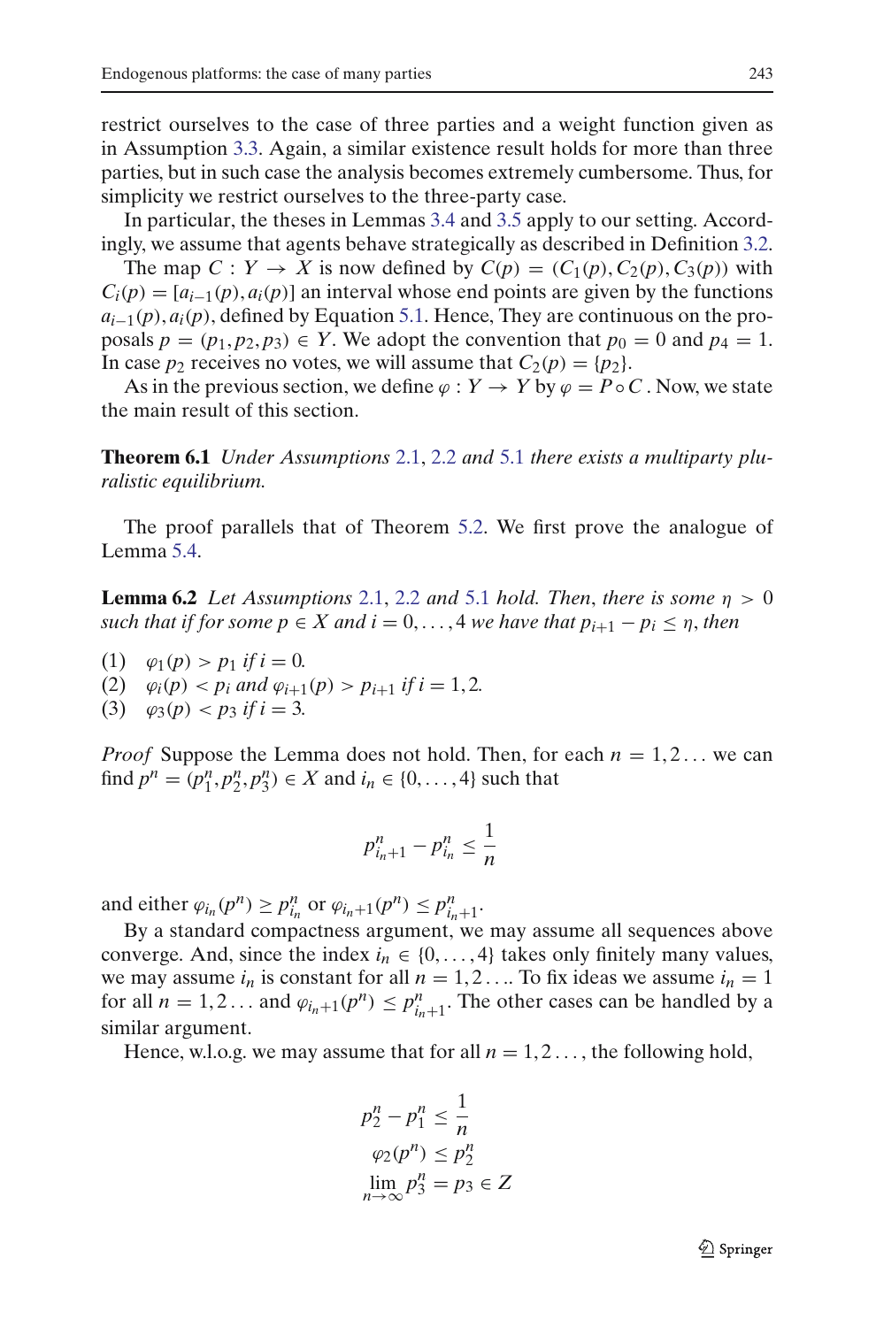restrict ourselves to the case of three parties and a weight function given as in Assumption 3.3. Again, a similar existence result holds for more than three parties, but in such case the analysis becomes extremely cumbersome. Thus, for simplicity we restrict ourselves to the three-party case.

In particular, the theses in Lemmas 3.4 and 3.5 apply to our setting. Accordingly, we assume that agents behave strategically as described in Definition 3.2.

The map $C : Y \to X$ is now defined by $C(p) = (C_1(p), C_2(p), C_3(p))$ with $C_i(p) = [a_{i-1}(p), a_i(p)]$ an interval whose end points are given by the functions $a_{i-1}(p), a_i(p)$, defined by Equation 5.1. Hence, They are continuous on the proposals $p = (p_1, p_2, p_3) \in Y$. We adopt the convention that $p_0 = 0$ and $p_4 = 1$. In case $p_2$ receives no votes, we will assume that $C_2(p) = \{p_2\}$.

As in the previous section, we define $\varphi : Y \to Y$ by $\varphi = P \circ C$. Now, we state the main result of this section.

**Theorem 6.1** *Under Assumptions 2.1, 2.2 and 5.1 there exists a multiparty pluralistic equilibrium.*

The proof parallels that of Theorem 5.2. We first prove the analogue of Lemma 5.4.

**Lemma 6.2** *Let Assumptions 2.1, 2.2 and 5.1 hold. Then, there is some $\eta > 0$ such that if for some $p \in X$ and $i = 0, \ldots, 4$ we have that $p_{i+1} - p_i \leq \eta$, then*

(1) $\varphi_1(p) > p_1$ *if* $i = 0$.
(2) $\varphi_i(p) < p_i$ *and* $\varphi_{i+1}(p) > p_{i+1}$ *if* $i = 1, 2$.
(3) $\varphi_3(p) < p_3$ *if* $i = 3$.

*Proof* Suppose the Lemma does not hold. Then, for each $n = 1, 2\ldots$ we can find $p^n = (p_1^n, p_2^n, p_3^n) \in X$ and $i_n \in \{0, \ldots, 4\}$ such that

$$p_{i_n+1}^n - p_{i_n}^n \leq \frac{1}{n}$$

and either $\varphi_{i_n}(p^n) \geq p_{i_n}^n$ or $\varphi_{i_n+1}(p^n) \leq p_{i_n+1}^n$.

By a standard compactness argument, we may assume all sequences above converge. And, since the index $i_n \in \{0, \ldots, 4\}$ takes only finitely many values, we may assume $i_n$ is constant for all $n = 1, 2 \ldots$. To fix ideas we assume $i_n = 1$ for all $n = 1, 2 \ldots$ and $\varphi_{i_n+1}(p^n) \leq p_{i_n+1}^n$. The other cases can be handled by a similar argument.

Hence, w.l.o.g. we may assume that for all $n = 1, 2 \ldots$, the following hold,

$$p_2^n - p_1^n \leq \frac{1}{n}$$
$$\varphi_2(p^n) \leq p_2^n$$
$$\lim_{n \to \infty} p_3^n = p_3 \in Z$$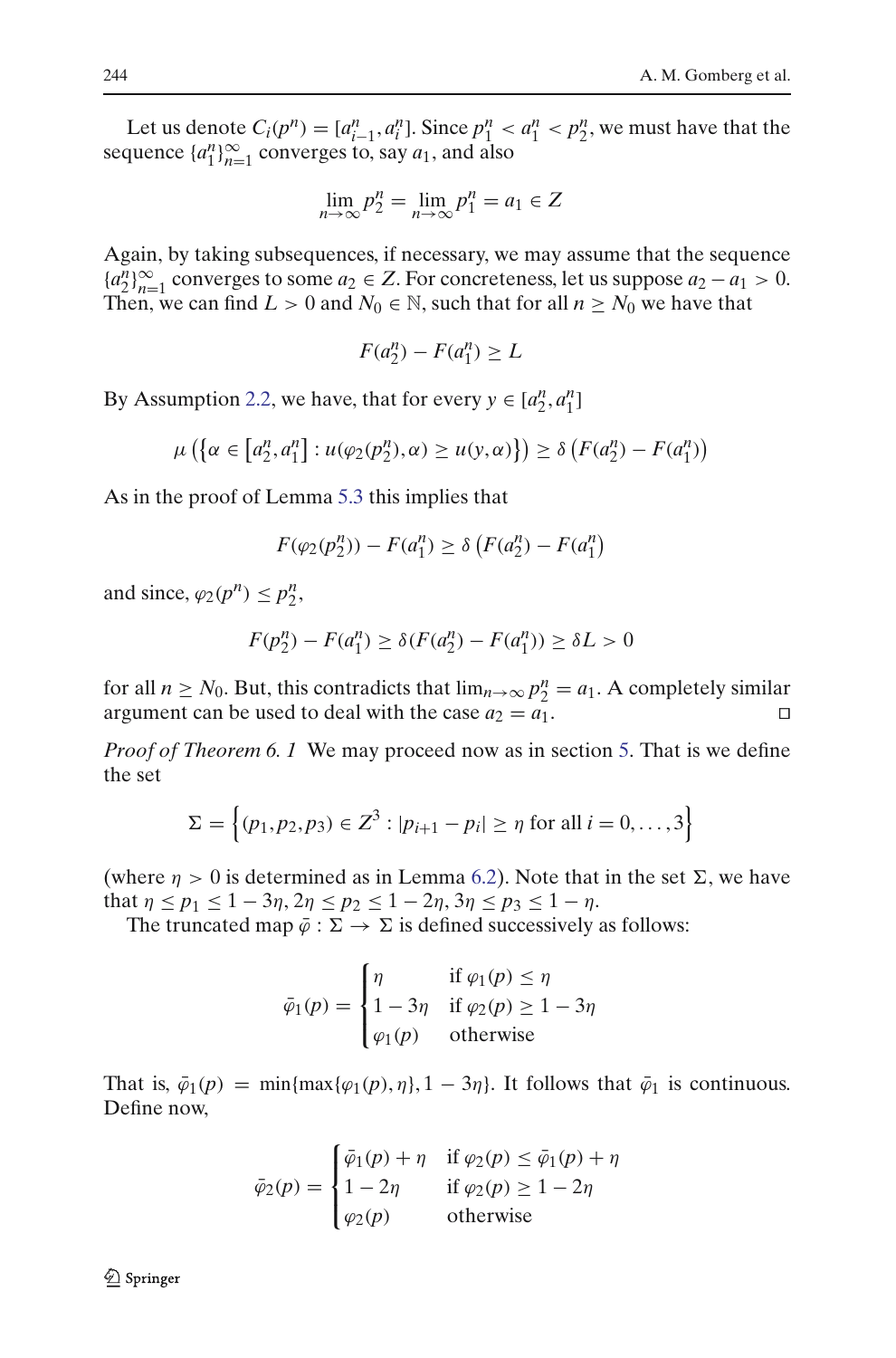Let us denote $C_i(p^n) = [a_{i-1}^n, a_i^n]$. Since $p_1^n < a_1^n < p_2^n$, we must have that the sequence $\{a_1^n\}_{n=1}^{\infty}$ converges to, say $a_1$, and also

$$\lim_{n\to\infty} p_2^n = \lim_{n\to\infty} p_1^n = a_1 \in Z$$

Again, by taking subsequences, if necessary, we may assume that the sequence $\{a_2^n\}_{n=1}^{\infty}$ converges to some $a_2 \in Z$. For concreteness, let us suppose $a_2 - a_1 > 0$. Then, we can find $L > 0$ and $N_0 \in \mathbb{N}$, such that for all $n \geq N_0$ we have that

$$F(a_2^n) - F(a_1^n) \geq L$$

By Assumption 2.2, we have, that for every $y \in [a_2^n, a_1^n]$

$$\mu\left(\left\{\alpha \in \left[a_2^n, a_1^n\right] : u(\varphi_2(p_2^n), \alpha) \geq u(y, \alpha)\right\}\right) \geq \delta\left(F(a_2^n) - F(a_1^n)\right)$$

As in the proof of Lemma 5.3 this implies that

$$F(\varphi_2(p_2^n)) - F(a_1^n) \geq \delta\left(F(a_2^n) - F(a_1^n)\right)$$

and since, $\varphi_2(p^n) \leq p_2^n$,

$$F(p_2^n) - F(a_1^n) \geq \delta(F(a_2^n) - F(a_1^n)) \geq \delta L > 0$$

for all $n \geq N_0$. But, this contradicts that $\lim_{n\to\infty} p_2^n = a_1$. A completely similar argument can be used to deal with the case $a_2 = a_1$. □

*Proof of Theorem 6. 1* We may proceed now as in section 5. That is we define the set

$$\Sigma = \left\{(p_1, p_2, p_3) \in Z^3 : |p_{i+1} - p_i| \geq \eta \text{ for all } i = 0, \ldots, 3\right\}$$

(where $\eta > 0$ is determined as in Lemma 6.2). Note that in the set $\Sigma$, we have that $\eta \leq p_1 \leq 1 - 3\eta$, $2\eta \leq p_2 \leq 1 - 2\eta$, $3\eta \leq p_3 \leq 1 - \eta$.

The truncated map $\bar{\varphi} : \Sigma \to \Sigma$ is defined successively as follows:

$$\bar{\varphi}_1(p) = \begin{cases} \eta & \text{if } \varphi_1(p) \leq \eta \\ 1 - 3\eta & \text{if } \varphi_2(p) \geq 1 - 3\eta \\ \varphi_1(p) & \text{otherwise} \end{cases}$$

That is, $\bar{\varphi}_1(p) = \min\{\max\{\varphi_1(p), \eta\}, 1 - 3\eta\}$. It follows that $\bar{\varphi}_1$ is continuous. Define now,

$$\bar{\varphi}_2(p) = \begin{cases} \bar{\varphi}_1(p) + \eta & \text{if } \varphi_2(p) \leq \bar{\varphi}_1(p) + \eta \\ 1 - 2\eta & \text{if } \varphi_2(p) \geq 1 - 2\eta \\ \varphi_2(p) & \text{otherwise} \end{cases}$$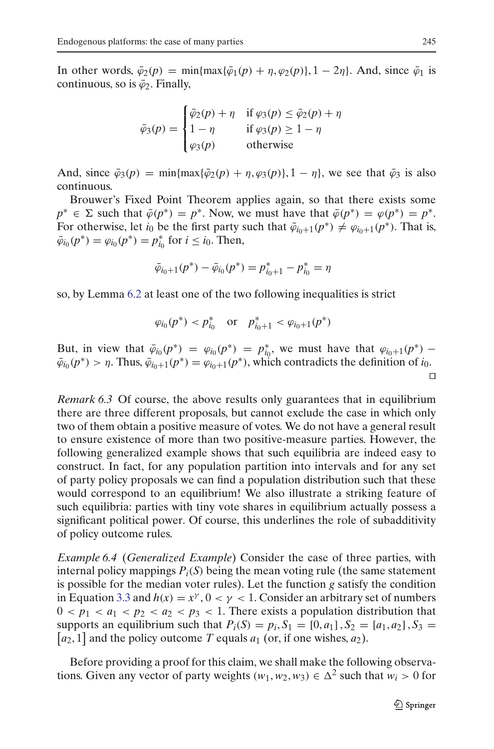In other words, $\bar{\varphi}_2(p) = \min\{\max\{\bar{\varphi}_1(p) + \eta, \varphi_2(p)\}, 1 - 2\eta\}$. And, since $\bar{\varphi}_1$ is continuous, so is $\bar{\varphi}_2$. Finally,

$$\bar{\varphi}_3(p) = \begin{cases} \bar{\varphi}_2(p) + \eta & \text{if } \varphi_3(p) \leq \bar{\varphi}_2(p) + \eta \\ 1 - \eta & \text{if } \varphi_3(p) \geq 1 - \eta \\ \varphi_3(p) & \text{otherwise} \end{cases}$$

And, since $\bar{\varphi}_3(p) = \min\{\max\{\bar{\varphi}_2(p) + \eta, \varphi_3(p)\}, 1 - \eta\}$, we see that $\bar{\varphi}_3$ is also continuous.

Brouwer's Fixed Point Theorem applies again, so that there exists some $p^* \in \Sigma$ such that $\bar{\varphi}(p^*) = p^*$. Now, we must have that $\bar{\varphi}(p^*) = \varphi(p^*) = p^*$. For otherwise, let $i_0$ be the first party such that $\bar{\varphi}_{i_0+1}(p^*) \neq \varphi_{i_0+1}(p^*)$. That is, $\bar{\varphi}_{i_0}(p^*) = \varphi_{i_0}(p^*) = p^*_{i_0}$ for $i \leq i_0$. Then,

$$\bar{\varphi}_{i_0+1}(p^*) - \bar{\varphi}_{i_0}(p^*) = p^*_{i_0+1} - p^*_{i_0} = \eta$$

so, by Lemma 6.2 at least one of the two following inequalities is strict

$$\varphi_{i_0}(p^*) < p^*_{i_0} \quad \text{or} \quad p^*_{i_0+1} < \varphi_{i_0+1}(p^*)$$

But, in view that $\bar{\varphi}_{i_0}(p^*) = \varphi_{i_0}(p^*) = p^*_{i_0}$, we must have that $\varphi_{i_0+1}(p^*) - \bar{\varphi}_{i_0}(p^*) > \eta$. Thus, $\bar{\varphi}_{i_0+1}(p^*) = \varphi_{i_0+1}(p^*)$, which contradicts the definition of $i_0$. □

*Remark 6.3* Of course, the above results only guarantees that in equilibrium there are three different proposals, but cannot exclude the case in which only two of them obtain a positive measure of votes. We do not have a general result to ensure existence of more than two positive-measure parties. However, the following generalized example shows that such equilibria are indeed easy to construct. In fact, for any population partition into intervals and for any set of party policy proposals we can find a population distribution such that these would correspond to an equilibrium! We also illustrate a striking feature of such equilibria: parties with tiny vote shares in equilibrium actually possess a significant political power. Of course, this underlines the role of subadditivity of policy outcome rules.

*Example 6.4* (*Generalized Example*) Consider the case of three parties, with internal policy mappings $P_i(S)$ being the mean voting rule (the same statement is possible for the median voter rules). Let the function $g$ satisfy the condition in Equation 3.3 and $h(x) = x^\gamma, 0 < \gamma < 1$. Consider an arbitrary set of numbers $0 < p_1 < a_1 < p_2 < a_2 < p_3 < 1$. There exists a population distribution that supports an equilibrium such that $P_i(S) = p_i, S_1 = [0, a_1], S_2 = [a_1, a_2], S_3 = [a_2, 1]$ and the policy outcome $T$ equals $a_1$ (or, if one wishes, $a_2$).

Before providing a proof for this claim, we shall make the following observations. Given any vector of party weights $(w_1, w_2, w_3) \in \Delta^2$ such that $w_i > 0$ for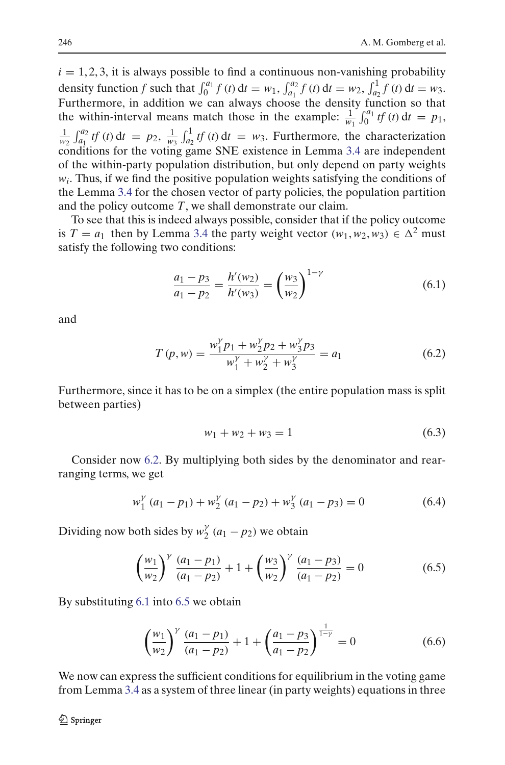$i = 1, 2, 3$, it is always possible to find a continuous non-vanishing probability density function $f$ such that $\int_0^{a_1} f(t)\,\mathrm{d}t = w_1$, $\int_{a_1}^{a_2} f(t)\,\mathrm{d}t = w_2$, $\int_{a_2}^{1} f(t)\,\mathrm{d}t = w_3$. Furthermore, in addition we can always choose the density function so that the within-interval means match those in the example: $\frac{1}{w_1}\int_0^{a_1} tf(t)\,\mathrm{d}t = p_1$, $\frac{1}{w_2}\int_{a_1}^{a_2} tf(t)\,\mathrm{d}t = p_2$, $\frac{1}{w_3}\int_{a_2}^{1} tf(t)\,\mathrm{d}t = w_3$. Furthermore, the characterization conditions for the voting game SNE existence in Lemma 3.4 are independent of the within-party population distribution, but only depend on party weights $w_i$. Thus, if we find the positive population weights satisfying the conditions of the Lemma 3.4 for the chosen vector of party policies, the population partition and the policy outcome $T$, we shall demonstrate our claim.

To see that this is indeed always possible, consider that if the policy outcome is $T = a_1$ then by Lemma 3.4 the party weight vector $(w_1, w_2, w_3) \in \Delta^2$ must satisfy the following two conditions:

$$\frac{a_1 - p_3}{a_1 - p_2} = \frac{h'(w_2)}{h'(w_3)} = \left(\frac{w_3}{w_2}\right)^{1-\gamma} \tag{6.1}$$

and

$$T(p, w) = \frac{w_1^{\gamma} p_1 + w_2^{\gamma} p_2 + w_3^{\gamma} p_3}{w_1^{\gamma} + w_2^{\gamma} + w_3^{\gamma}} = a_1 \tag{6.2}$$

Furthermore, since it has to be on a simplex (the entire population mass is split between parties)

$$w_1 + w_2 + w_3 = 1 \tag{6.3}$$

Consider now 6.2. By multiplying both sides by the denominator and rearranging terms, we get

$$w_1^{\gamma}(a_1 - p_1) + w_2^{\gamma}(a_1 - p_2) + w_3^{\gamma}(a_1 - p_3) = 0 \tag{6.4}$$

Dividing now both sides by $w_2^{\gamma}(a_1 - p_2)$ we obtain

$$\left(\frac{w_1}{w_2}\right)^{\gamma} \frac{(a_1 - p_1)}{(a_1 - p_2)} + 1 + \left(\frac{w_3}{w_2}\right)^{\gamma} \frac{(a_1 - p_3)}{(a_1 - p_2)} = 0 \tag{6.5}$$

By substituting 6.1 into 6.5 we obtain

$$\left(\frac{w_1}{w_2}\right)^{\gamma} \frac{(a_1 - p_1)}{(a_1 - p_2)} + 1 + \left(\frac{a_1 - p_3}{a_1 - p_2}\right)^{\frac{1}{1-\gamma}} = 0 \tag{6.6}$$

We now can express the sufficient conditions for equilibrium in the voting game from Lemma 3.4 as a system of three linear (in party weights) equations in three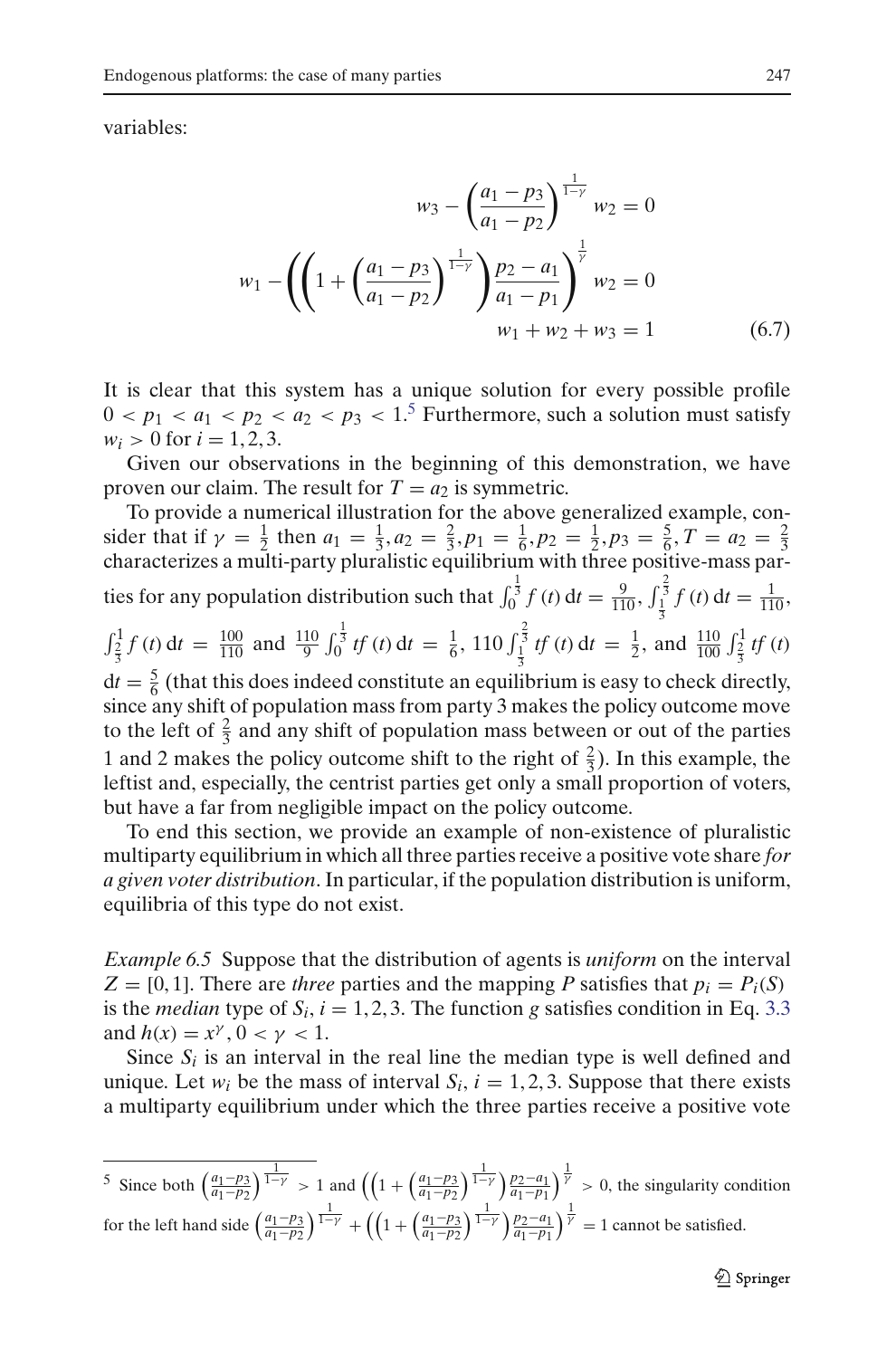variables:

$$w_3 - \left(\frac{a_1 - p_3}{a_1 - p_2}\right)^{\frac{1}{1-\gamma}} w_2 = 0$$

$$w_1 - \left(\left(1 + \left(\frac{a_1 - p_3}{a_1 - p_2}\right)^{\frac{1}{1-\gamma}}\right)\frac{p_2 - a_1}{a_1 - p_1}\right)^{\frac{1}{\gamma}} w_2 = 0$$

$$w_1 + w_2 + w_3 = 1 \tag{6.7}$$

It is clear that this system has a unique solution for every possible profile $0 < p_1 < a_1 < p_2 < a_2 < p_3 < 1$.[5] Furthermore, such a solution must satisfy $w_i > 0$ for $i = 1, 2, 3$.

Given our observations in the beginning of this demonstration, we have proven our claim. The result for $T = a_2$ is symmetric.

To provide a numerical illustration for the above generalized example, consider that if $\gamma = \frac{1}{2}$ then $a_1 = \frac{1}{3}, a_2 = \frac{2}{3}, p_1 = \frac{1}{6}, p_2 = \frac{1}{2}, p_3 = \frac{5}{6}, T = a_2 = \frac{2}{3}$ characterizes a multi-party pluralistic equilibrium with three positive-mass parties for any population distribution such that $\int_0^{\frac{1}{3}} f(t)\,\mathrm{d}t = \frac{9}{110}$, $\int_{\frac{1}{3}}^{\frac{2}{3}} f(t)\,\mathrm{d}t = \frac{1}{110}$, $\int_{\frac{2}{3}}^{1} f(t)\,\mathrm{d}t = \frac{100}{110}$ and $\frac{110}{9}\int_0^{\frac{1}{3}} tf(t)\,\mathrm{d}t = \frac{1}{6}$, $110\int_{\frac{1}{3}}^{\frac{2}{3}} tf(t)\,\mathrm{d}t = \frac{1}{2}$, and $\frac{110}{100}\int_{\frac{2}{3}}^{1} tf(t)\,\mathrm{d}t = \frac{5}{6}$ (that this does indeed constitute an equilibrium is easy to check directly, since any shift of population mass from party 3 makes the policy outcome move to the left of $\frac{2}{3}$ and any shift of population mass between or out of the parties 1 and 2 makes the policy outcome shift to the right of $\frac{2}{3}$). In this example, the leftist and, especially, the centrist parties get only a small proportion of voters, but have a far from negligible impact on the policy outcome.

To end this section, we provide an example of non-existence of pluralistic multiparty equilibrium in which all three parties receive a positive vote share *for a given voter distribution*. In particular, if the population distribution is uniform, equilibria of this type do not exist.

*Example 6.5* Suppose that the distribution of agents is *uniform* on the interval $Z = [0, 1]$. There are *three* parties and the mapping $P$ satisfies that $p_i = P_i(S)$ is the *median* type of $S_i$, $i = 1, 2, 3$. The function $g$ satisfies condition in Eq. 3.3 and $h(x) = x^{\gamma}$, $0 < \gamma < 1$.

Since $S_i$ is an interval in the real line the median type is well defined and unique. Let $w_i$ be the mass of interval $S_i$, $i = 1, 2, 3$. Suppose that there exists a multiparty equilibrium under which the three parties receive a positive vote

[5] Since both $\left(\frac{a_1-p_3}{a_1-p_2}\right)^{\frac{1}{1-\gamma}} > 1$ and $\left(\left(1 + \left(\frac{a_1-p_3}{a_1-p_2}\right)^{\frac{1}{1-\gamma}}\right)\frac{p_2-a_1}{a_1-p_1}\right)^{\frac{1}{\gamma}} > 0$, the singularity condition for the left hand side $\left(\frac{a_1-p_3}{a_1-p_2}\right)^{\frac{1}{1-\gamma}} + \left(\left(1 + \left(\frac{a_1-p_3}{a_1-p_2}\right)^{\frac{1}{1-\gamma}}\right)\frac{p_2-a_1}{a_1-p_1}\right)^{\frac{1}{\gamma}} = 1$ cannot be satisfied.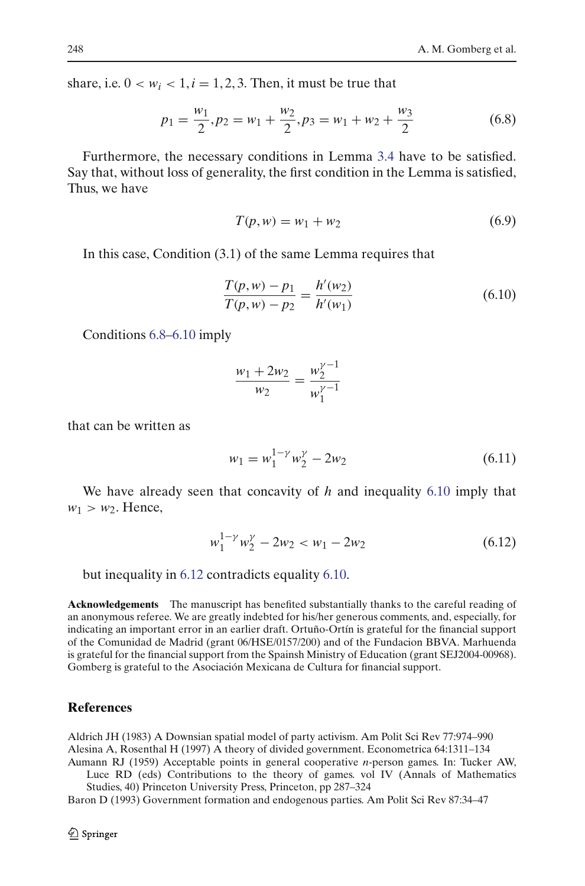share, i.e. $0 < w_i < 1, i = 1, 2, 3$. Then, it must be true that

$$p_1 = \frac{w_1}{2}, p_2 = w_1 + \frac{w_2}{2}, p_3 = w_1 + w_2 + \frac{w_3}{2} \tag{6.8}$$

Furthermore, the necessary conditions in Lemma 3.4 have to be satisfied. Say that, without loss of generality, the first condition in the Lemma is satisfied, Thus, we have

$$T(p, w) = w_1 + w_2 \tag{6.9}$$

In this case, Condition (3.1) of the same Lemma requires that

$$\frac{T(p, w) - p_1}{T(p, w) - p_2} = \frac{h'(w_2)}{h'(w_1)} \tag{6.10}$$

Conditions 6.8–6.10 imply

$$\frac{w_1 + 2w_2}{w_2} = \frac{w_2^{\gamma - 1}}{w_1^{\gamma - 1}}$$

that can be written as

$$w_1 = w_1^{1-\gamma} w_2^{\gamma} - 2w_2 \tag{6.11}$$

We have already seen that concavity of $h$ and inequality 6.10 imply that $w_1 > w_2$. Hence,

$$w_1^{1-\gamma} w_2^{\gamma} - 2w_2 < w_1 - 2w_2 \tag{6.12}$$

but inequality in 6.12 contradicts equality 6.10.

**Acknowledgements** The manuscript has benefited substantially thanks to the careful reading of an anonymous referee. We are greatly indebted for his/her generous comments, and, especially, for indicating an important error in an earlier draft. Ortuño-Ortín is grateful for the financial support of the Comunidad de Madrid (grant 06/HSE/0157/200) and of the Fundacion BBVA. Marhuenda is grateful for the financial support from the Spainsh Ministry of Education (grant SEJ2004-00968). Gomberg is grateful to the Asociación Mexicana de Cultura for financial support.

## References

Aldrich JH (1983) A Downsian spatial model of party activism. Am Polit Sci Rev 77:974–990

Alesina A, Rosenthal H (1997) A theory of divided government. Econometrica 64:1311–134

Aumann RJ (1959) Acceptable points in general cooperative *n*-person games. In: Tucker AW, Luce RD (eds) Contributions to the theory of games. vol IV (Annals of Mathematics Studies, 40) Princeton University Press, Princeton, pp 287–324

Baron D (1993) Government formation and endogenous parties. Am Polit Sci Rev 87:34–47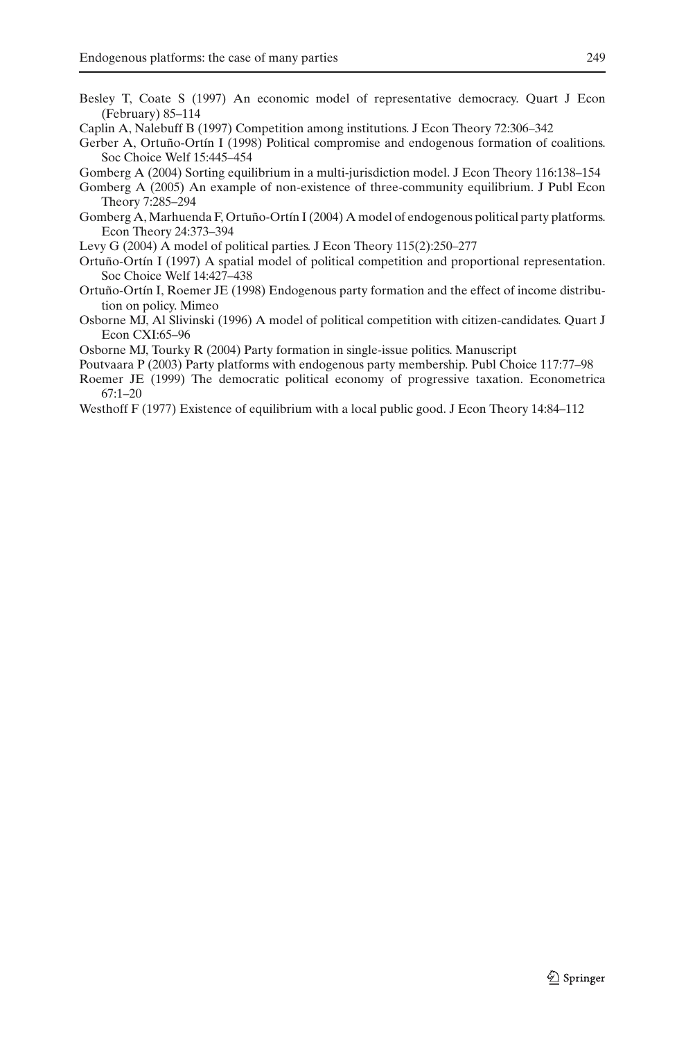Besley T, Coate S (1997) An economic model of representative democracy. Quart J Econ (February) 85–114

Caplin A, Nalebuff B (1997) Competition among institutions. J Econ Theory 72:306–342

Gerber A, Ortuño-Ortín I (1998) Political compromise and endogenous formation of coalitions. Soc Choice Welf 15:445–454

Gomberg A (2004) Sorting equilibrium in a multi-jurisdiction model. J Econ Theory 116:138–154

Gomberg A (2005) An example of non-existence of three-community equilibrium. J Publ Econ Theory 7:285–294

Gomberg A, Marhuenda F, Ortuño-Ortín I (2004) A model of endogenous political party platforms. Econ Theory 24:373–394

Levy G (2004) A model of political parties. J Econ Theory 115(2):250–277

Ortuño-Ortín I (1997) A spatial model of political competition and proportional representation. Soc Choice Welf 14:427–438

Ortuño-Ortín I, Roemer JE (1998) Endogenous party formation and the effect of income distribution on policy. Mimeo

Osborne MJ, Al Slivinski (1996) A model of political competition with citizen-candidates. Quart J Econ CXI:65–96

Osborne MJ, Tourky R (2004) Party formation in single-issue politics. Manuscript

Poutvaara P (2003) Party platforms with endogenous party membership. Publ Choice 117:77–98

Roemer JE (1999) The democratic political economy of progressive taxation. Econometrica 67:1–20

Westhoff F (1977) Existence of equilibrium with a local public good. J Econ Theory 14:84–112